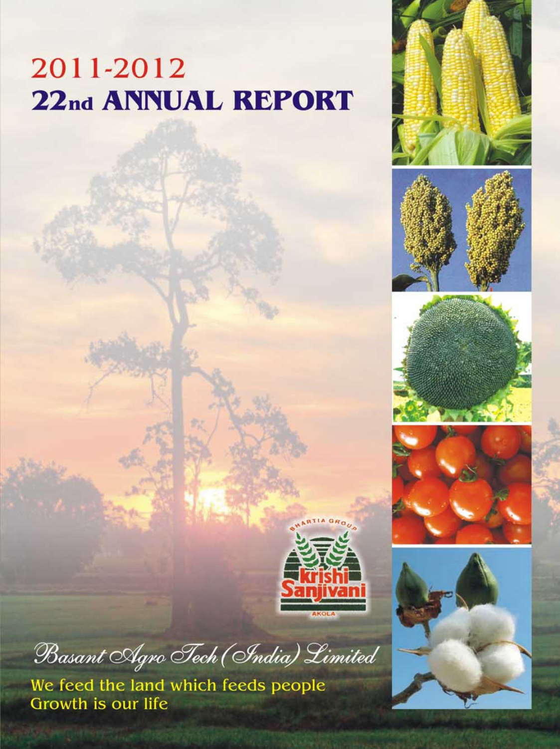# 2011-2012
# 22nd ANNUAL REPORT

BHARTIA GROUP

krishi Sanjivani

AKOLA

*Basant Agro Tech (India) Limited*

We feed the land which feeds people
Growth is our life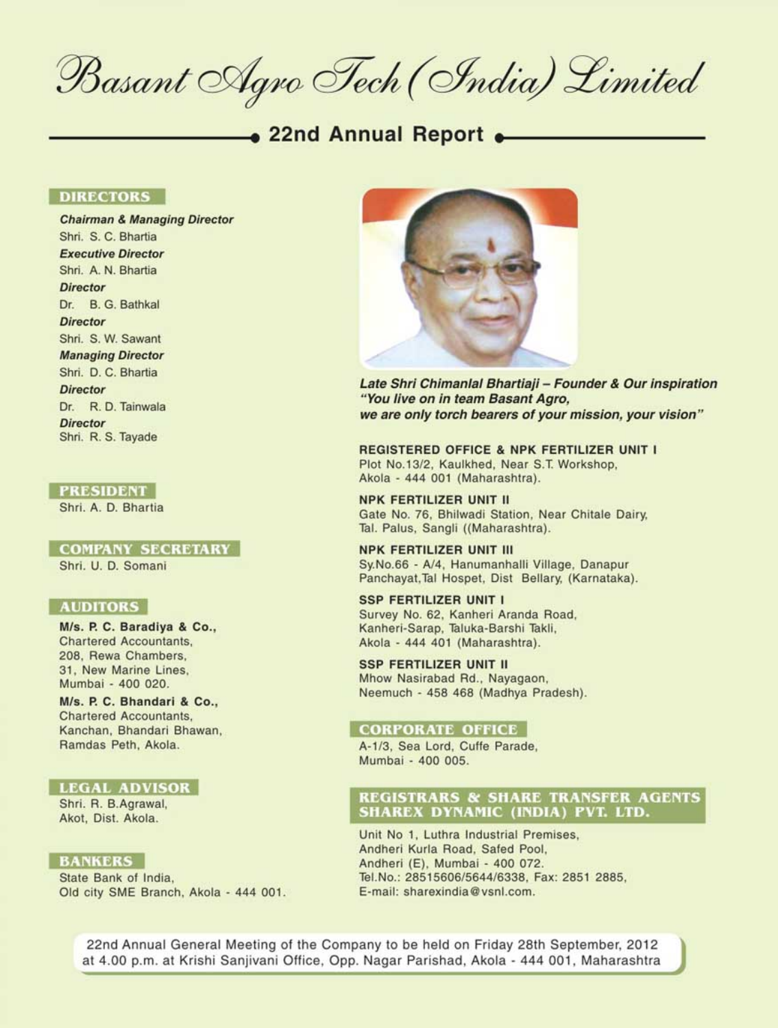# Basant Agro Tech (India) Limited

## 22nd Annual Report

### DIRECTORS

***Chairman & Managing Director***
Shri. S. C. Bhartia

***Executive Director***
Shri. A. N. Bhartia

***Director***
Dr. B. G. Bathkal

***Director***
Shri. S. W. Sawant

***Managing Director***
Shri. D. C. Bhartia

***Director***
Dr. R. D. Tainwala

***Director***
Shri. R. S. Tayade

### PRESIDENT

Shri. A. D. Bhartia

### COMPANY SECRETARY

Shri. U. D. Somani

### AUDITORS

**M/s. P. C. Baradiya & Co.,**
Chartered Accountants,
208, Rewa Chambers,
31, New Marine Lines,
Mumbai - 400 020.

**M/s. P. C. Bhandari & Co.,**
Chartered Accountants,
Kanchan, Bhandari Bhawan,
Ramdas Peth, Akola.

### LEGAL ADVISOR

Shri. R. B.Agrawal,
Akot, Dist. Akola.

### BANKERS

State Bank of India,
Old city SME Branch, Akola - 444 001.

***Late Shri Chimanlal Bhartiaji – Founder & Our inspiration***
***"You live on in team Basant Agro, we are only torch bearers of your mission, your vision"***

**REGISTERED OFFICE & NPK FERTILIZER UNIT I**
Plot No.13/2, Kaulkhed, Near S.T. Workshop,
Akola - 444 001 (Maharashtra).

**NPK FERTILIZER UNIT II**
Gate No. 76, Bhilwadi Station, Near Chitale Dairy,
Tal. Palus, Sangli ((Maharashtra).

**NPK FERTILIZER UNIT III**
Sy.No.66 - A/4, Hanumanhalli Village, Danapur
Panchayat,Tal Hospet, Dist Bellary, (Karnataka).

**SSP FERTILIZER UNIT I**
Survey No. 62, Kanheri Aranda Road,
Kanheri-Sarap, Taluka-Barshi Takli,
Akola - 444 401 (Maharashtra).

**SSP FERTILIZER UNIT II**
Mhow Nasirabad Rd., Nayagaon,
Neemuch - 458 468 (Madhya Pradesh).

### CORPORATE OFFICE

A-1/3, Sea Lord, Cuffe Parade,
Mumbai - 400 005.

### REGISTRARS & SHARE TRANSFER AGENTS SHAREX DYNAMIC (INDIA) PVT. LTD.

Unit No 1, Luthra Industrial Premises,
Andheri Kurla Road, Safed Pool,
Andheri (E), Mumbai - 400 072.
Tel.No.: 28515606/5644/6338, Fax: 2851 2885,
E-mail: sharexindia@vsnl.com.

22nd Annual General Meeting of the Company to be held on Friday 28th September, 2012 at 4.00 p.m. at Krishi Sanjivani Office, Opp. Nagar Parishad, Akola - 444 001, Maharashtra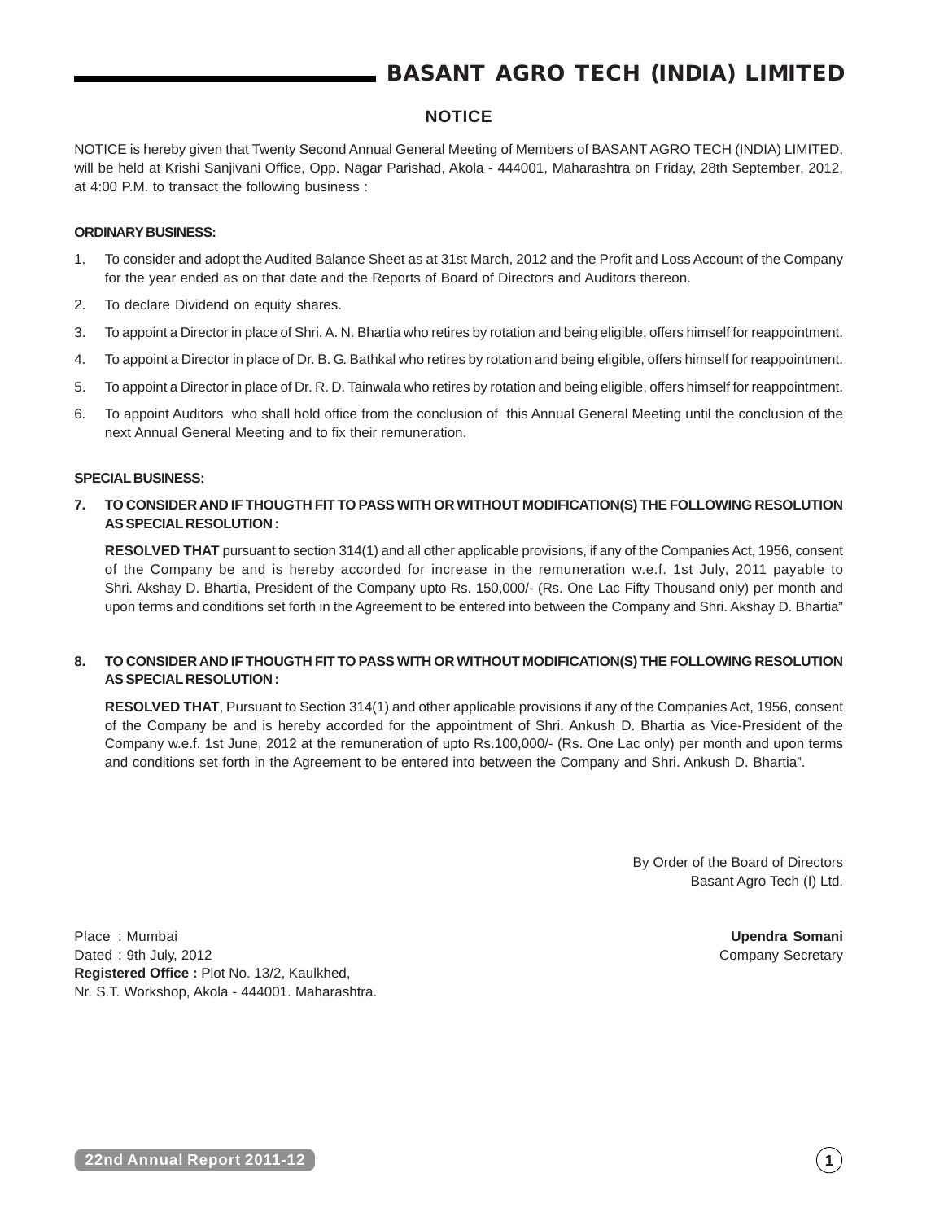# NOTICE

NOTICE is hereby given that Twenty Second Annual General Meeting of Members of BASANT AGRO TECH (INDIA) LIMITED, will be held at Krishi Sanjivani Office, Opp. Nagar Parishad, Akola - 444001, Maharashtra on Friday, 28th September, 2012, at 4:00 P.M. to transact the following business :

**ORDINARY BUSINESS:**

1. To consider and adopt the Audited Balance Sheet as at 31st March, 2012 and the Profit and Loss Account of the Company for the year ended as on that date and the Reports of Board of Directors and Auditors thereon.
2. To declare Dividend on equity shares.
3. To appoint a Director in place of Shri. A. N. Bhartia who retires by rotation and being eligible, offers himself for reappointment.
4. To appoint a Director in place of Dr. B. G. Bathkal who retires by rotation and being eligible, offers himself for reappointment.
5. To appoint a Director in place of Dr. R. D. Tainwala who retires by rotation and being eligible, offers himself for reappointment.
6. To appoint Auditors who shall hold office from the conclusion of this Annual General Meeting until the conclusion of the next Annual General Meeting and to fix their remuneration.

**SPECIAL BUSINESS:**

**7. TO CONSIDER AND IF THOUGTH FIT TO PASS WITH OR WITHOUT MODIFICATION(S) THE FOLLOWING RESOLUTION AS SPECIAL RESOLUTION :**

**RESOLVED THAT** pursuant to section 314(1) and all other applicable provisions, if any of the Companies Act, 1956, consent of the Company be and is hereby accorded for increase in the remuneration w.e.f. 1st July, 2011 payable to Shri. Akshay D. Bhartia, President of the Company upto Rs. 150,000/- (Rs. One Lac Fifty Thousand only) per month and upon terms and conditions set forth in the Agreement to be entered into between the Company and Shri. Akshay D. Bhartia"

**8. TO CONSIDER AND IF THOUGTH FIT TO PASS WITH OR WITHOUT MODIFICATION(S) THE FOLLOWING RESOLUTION AS SPECIAL RESOLUTION :**

**RESOLVED THAT**, Pursuant to Section 314(1) and other applicable provisions if any of the Companies Act, 1956, consent of the Company be and is hereby accorded for the appointment of Shri. Ankush D. Bhartia as Vice-President of the Company w.e.f. 1st June, 2012 at the remuneration of upto Rs.100,000/- (Rs. One Lac only) per month and upon terms and conditions set forth in the Agreement to be entered into between the Company and Shri. Ankush D. Bhartia".

By Order of the Board of Directors
Basant Agro Tech (I) Ltd.

**Upendra Somani**
Company Secretary

Place : Mumbai
Dated : 9th July, 2012
**Registered Office :** Plot No. 13/2, Kaulkhed,
Nr. S.T. Workshop, Akola - 444001. Maharashtra.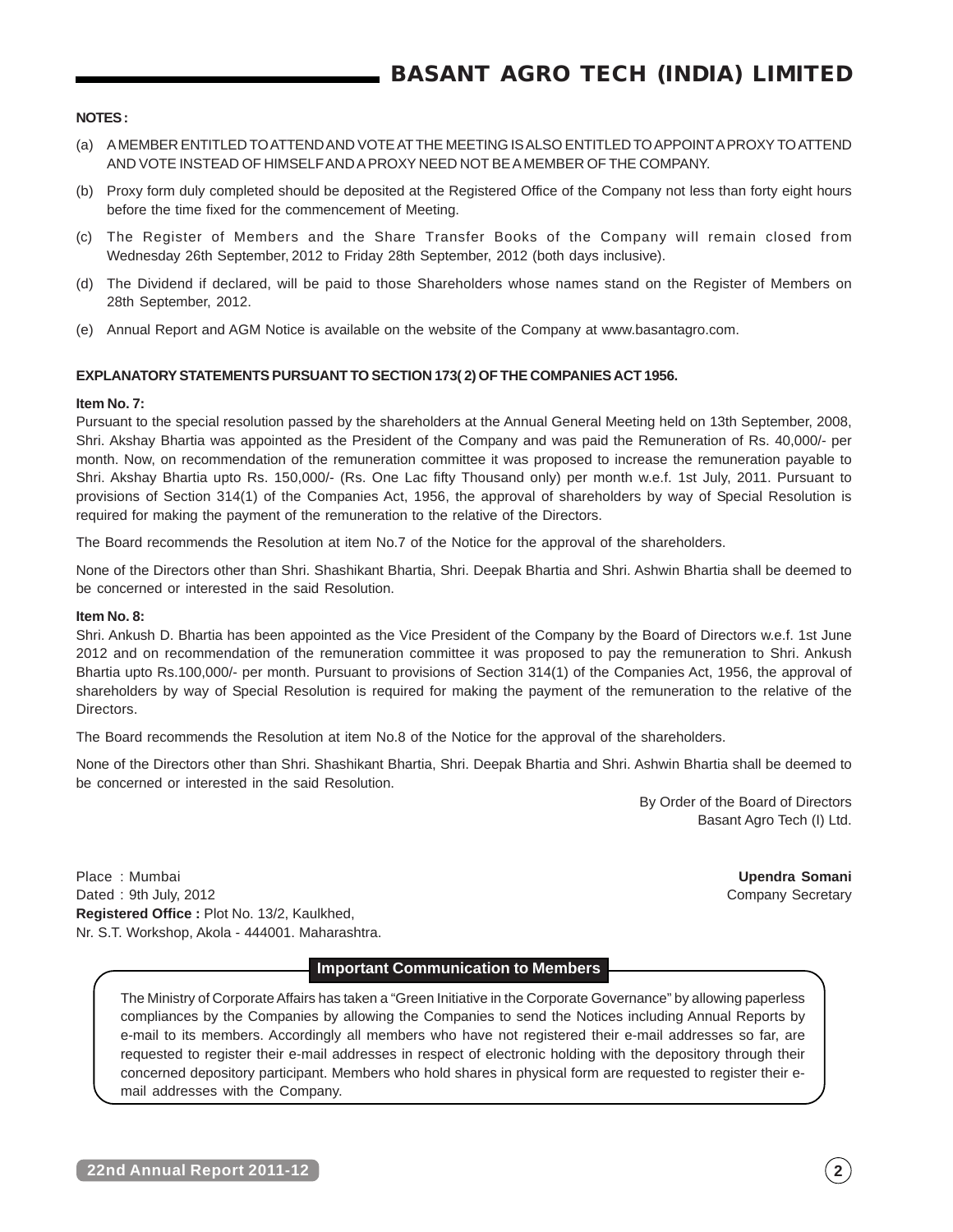**NOTES :**

(a) A MEMBER ENTITLED TO ATTEND AND VOTE AT THE MEETING IS ALSO ENTITLED TO APPOINT A PROXY TO ATTEND AND VOTE INSTEAD OF HIMSELF AND A PROXY NEED NOT BE A MEMBER OF THE COMPANY.

(b) Proxy form duly completed should be deposited at the Registered Office of the Company not less than forty eight hours before the time fixed for the commencement of Meeting.

(c) The Register of Members and the Share Transfer Books of the Company will remain closed from Wednesday 26th September, 2012 to Friday 28th September, 2012 (both days inclusive).

(d) The Dividend if declared, will be paid to those Shareholders whose names stand on the Register of Members on 28th September, 2012.

(e) Annual Report and AGM Notice is available on the website of the Company at www.basantagro.com.

**EXPLANATORY STATEMENTS PURSUANT TO SECTION 173( 2) OF THE COMPANIES ACT 1956.**

**Item No. 7:**

Pursuant to the special resolution passed by the shareholders at the Annual General Meeting held on 13th September, 2008, Shri. Akshay Bhartia was appointed as the President of the Company and was paid the Remuneration of Rs. 40,000/- per month. Now, on recommendation of the remuneration committee it was proposed to increase the remuneration payable to Shri. Akshay Bhartia upto Rs. 150,000/- (Rs. One Lac fifty Thousand only) per month w.e.f. 1st July, 2011. Pursuant to provisions of Section 314(1) of the Companies Act, 1956, the approval of shareholders by way of Special Resolution is required for making the payment of the remuneration to the relative of the Directors.

The Board recommends the Resolution at item No.7 of the Notice for the approval of the shareholders.

None of the Directors other than Shri. Shashikant Bhartia, Shri. Deepak Bhartia and Shri. Ashwin Bhartia shall be deemed to be concerned or interested in the said Resolution.

**Item No. 8:**

Shri. Ankush D. Bhartia has been appointed as the Vice President of the Company by the Board of Directors w.e.f. 1st June 2012 and on recommendation of the remuneration committee it was proposed to pay the remuneration to Shri. Ankush Bhartia upto Rs.100,000/- per month. Pursuant to provisions of Section 314(1) of the Companies Act, 1956, the approval of shareholders by way of Special Resolution is required for making the payment of the remuneration to the relative of the Directors.

The Board recommends the Resolution at item No.8 of the Notice for the approval of the shareholders.

None of the Directors other than Shri. Shashikant Bhartia, Shri. Deepak Bhartia and Shri. Ashwin Bhartia shall be deemed to be concerned or interested in the said Resolution.

By Order of the Board of Directors
Basant Agro Tech (I) Ltd.

Place : Mumbai
Dated : 9th July, 2012
**Registered Office :** Plot No. 13/2, Kaulkhed,
Nr. S.T. Workshop, Akola - 444001. Maharashtra.

**Upendra Somani**
Company Secretary

**Important Communication to Members**

The Ministry of Corporate Affairs has taken a "Green Initiative in the Corporate Governance" by allowing paperless compliances by the Companies by allowing the Companies to send the Notices including Annual Reports by e-mail to its members. Accordingly all members who have not registered their e-mail addresses so far, are requested to register their e-mail addresses in respect of electronic holding with the depository through their concerned depository participant. Members who hold shares in physical form are requested to register their e-mail addresses with the Company.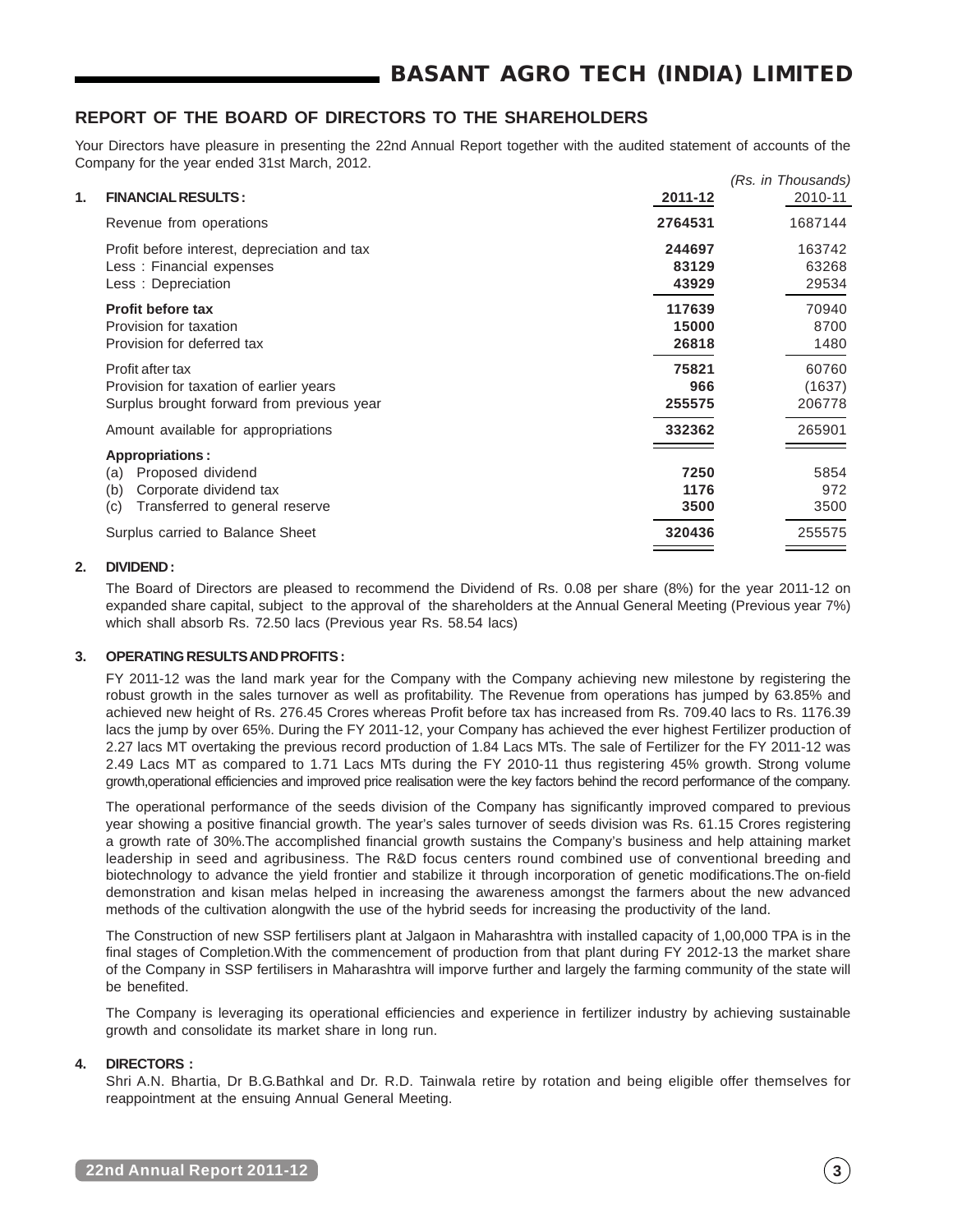## REPORT OF THE BOARD OF DIRECTORS TO THE SHAREHOLDERS

Your Directors have pleasure in presenting the 22nd Annual Report together with the audited statement of accounts of the Company for the year ended 31st March, 2012.

### 1. FINANCIAL RESULTS :

*(Rs. in Thousands)*

| | 2011-12 | 2010-11 |
|---|---|---|
| Revenue from operations | **2764531** | 1687144 |
| Profit before interest, depreciation and tax | **244697** | 163742 |
| Less : Financial expenses | **83129** | 63268 |
| Less : Depreciation | **43929** | 29534 |
| **Profit before tax** | **117639** | 70940 |
| Provision for taxation | **15000** | 8700 |
| Provision for deferred tax | **26818** | 1480 |
| Profit after tax | **75821** | 60760 |
| Provision for taxation of earlier years | **966** | (1637) |
| Surplus brought forward from previous year | **255575** | 206778 |
| Amount available for appropriations | **332362** | 265901 |
| **Appropriations :** | | |
| (a) Proposed dividend | **7250** | 5854 |
| (b) Corporate dividend tax | **1176** | 972 |
| (c) Transferred to general reserve | **3500** | 3500 |
| Surplus carried to Balance Sheet | **320436** | 255575 |

### 2. DIVIDEND :

The Board of Directors are pleased to recommend the Dividend of Rs. 0.08 per share (8%) for the year 2011-12 on expanded share capital, subject to the approval of the shareholders at the Annual General Meeting (Previous year 7%) which shall absorb Rs. 72.50 lacs (Previous year Rs. 58.54 lacs)

### 3. OPERATING RESULTS AND PROFITS :

FY 2011-12 was the land mark year for the Company with the Company achieving new milestone by registering the robust growth in the sales turnover as well as profitability. The Revenue from operations has jumped by 63.85% and achieved new height of Rs. 276.45 Crores whereas Profit before tax has increased from Rs. 709.40 lacs to Rs. 1176.39 lacs the jump by over 65%. During the FY 2011-12, your Company has achieved the ever highest Fertilizer production of 2.27 lacs MT overtaking the previous record production of 1.84 Lacs MTs. The sale of Fertilizer for the FY 2011-12 was 2.49 Lacs MT as compared to 1.71 Lacs MTs during the FY 2010-11 thus registering 45% growth. Strong volume growth,operational efficiencies and improved price realisation were the key factors behind the record performance of the company.

The operational performance of the seeds division of the Company has significantly improved compared to previous year showing a positive financial growth. The year's sales turnover of seeds division was Rs. 61.15 Crores registering a growth rate of 30%.The accomplished financial growth sustains the Company's business and help attaining market leadership in seed and agribusiness. The R&D focus centers round combined use of conventional breeding and biotechnology to advance the yield frontier and stabilize it through incorporation of genetic modifications.The on-field demonstration and kisan melas helped in increasing the awareness amongst the farmers about the new advanced methods of the cultivation alongwith the use of the hybrid seeds for increasing the productivity of the land.

The Construction of new SSP fertilisers plant at Jalgaon in Maharashtra with installed capacity of 1,00,000 TPA is in the final stages of Completion.With the commencement of production from that plant during FY 2012-13 the market share of the Company in SSP fertilisers in Maharashtra will imporve further and largely the farming community of the state will be benefited.

The Company is leveraging its operational efficiencies and experience in fertilizer industry by achieving sustainable growth and consolidate its market share in long run.

### 4. DIRECTORS :

Shri A.N. Bhartia, Dr B.G.Bathkal and Dr. R.D. Tainwala retire by rotation and being eligible offer themselves for reappointment at the ensuing Annual General Meeting.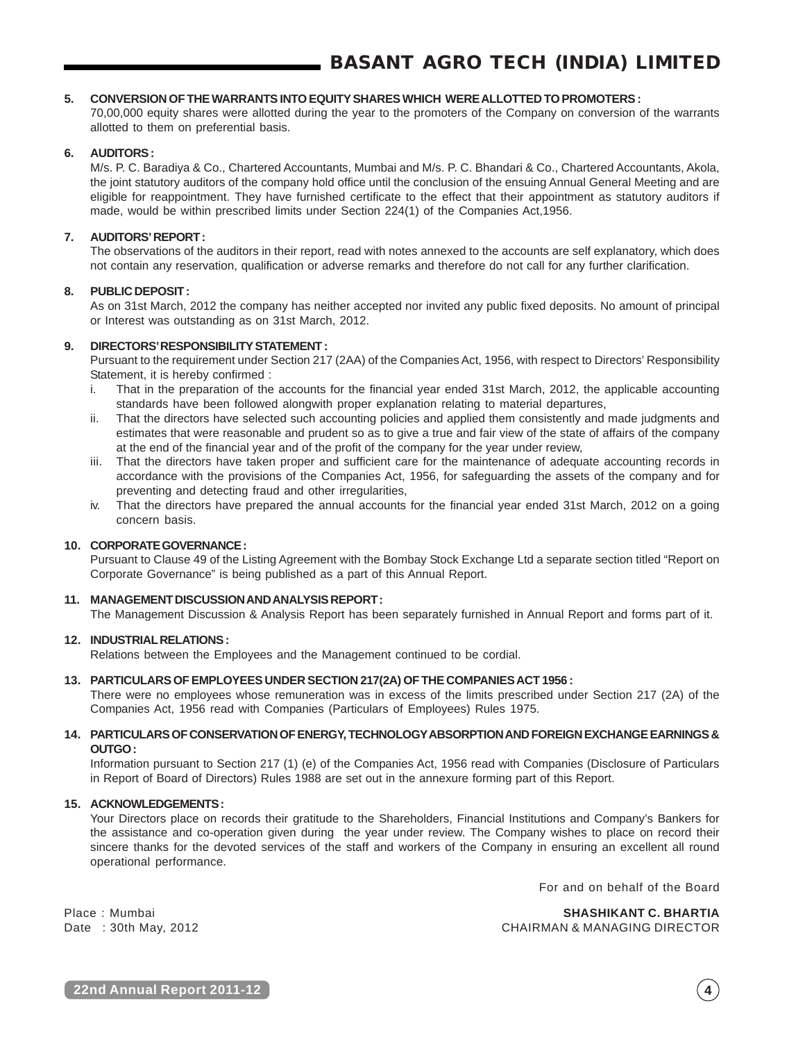**5. CONVERSION OF THE WARRANTS INTO EQUITY SHARES WHICH WERE ALLOTTED TO PROMOTERS :**

70,00,000 equity shares were allotted during the year to the promoters of the Company on conversion of the warrants allotted to them on preferential basis.

**6. AUDITORS :**

M/s. P. C. Baradiya & Co., Chartered Accountants, Mumbai and M/s. P. C. Bhandari & Co., Chartered Accountants, Akola, the joint statutory auditors of the company hold office until the conclusion of the ensuing Annual General Meeting and are eligible for reappointment. They have furnished certificate to the effect that their appointment as statutory auditors if made, would be within prescribed limits under Section 224(1) of the Companies Act,1956.

**7. AUDITORS' REPORT :**

The observations of the auditors in their report, read with notes annexed to the accounts are self explanatory, which does not contain any reservation, qualification or adverse remarks and therefore do not call for any further clarification.

**8. PUBLIC DEPOSIT :**

As on 31st March, 2012 the company has neither accepted nor invited any public fixed deposits. No amount of principal or Interest was outstanding as on 31st March, 2012.

**9. DIRECTORS' RESPONSIBILITY STATEMENT :**

Pursuant to the requirement under Section 217 (2AA) of the Companies Act, 1956, with respect to Directors' Responsibility Statement, it is hereby confirmed :

i. That in the preparation of the accounts for the financial year ended 31st March, 2012, the applicable accounting standards have been followed alongwith proper explanation relating to material departures,

ii. That the directors have selected such accounting policies and applied them consistently and made judgments and estimates that were reasonable and prudent so as to give a true and fair view of the state of affairs of the company at the end of the financial year and of the profit of the company for the year under review,

iii. That the directors have taken proper and sufficient care for the maintenance of adequate accounting records in accordance with the provisions of the Companies Act, 1956, for safeguarding the assets of the company and for preventing and detecting fraud and other irregularities,

iv. That the directors have prepared the annual accounts for the financial year ended 31st March, 2012 on a going concern basis.

**10. CORPORATE GOVERNANCE :**

Pursuant to Clause 49 of the Listing Agreement with the Bombay Stock Exchange Ltd a separate section titled "Report on Corporate Governance" is being published as a part of this Annual Report.

**11. MANAGEMENT DISCUSSION AND ANALYSIS REPORT :**

The Management Discussion & Analysis Report has been separately furnished in Annual Report and forms part of it.

**12. INDUSTRIAL RELATIONS :**

Relations between the Employees and the Management continued to be cordial.

**13. PARTICULARS OF EMPLOYEES UNDER SECTION 217(2A) OF THE COMPANIES ACT 1956 :**

There were no employees whose remuneration was in excess of the limits prescribed under Section 217 (2A) of the Companies Act, 1956 read with Companies (Particulars of Employees) Rules 1975.

**14. PARTICULARS OF CONSERVATION OF ENERGY, TECHNOLOGY ABSORPTION AND FOREIGN EXCHANGE EARNINGS & OUTGO :**

Information pursuant to Section 217 (1) (e) of the Companies Act, 1956 read with Companies (Disclosure of Particulars in Report of Board of Directors) Rules 1988 are set out in the annexure forming part of this Report.

**15. ACKNOWLEDGEMENTS :**

Your Directors place on records their gratitude to the Shareholders, Financial Institutions and Company's Bankers for the assistance and co-operation given during the year under review. The Company wishes to place on record their sincere thanks for the devoted services of the staff and workers of the Company in ensuring an excellent all round operational performance.

For and on behalf of the Board

Place : Mumbai
Date : 30th May, 2012

**SHASHIKANT C. BHARTIA**
CHAIRMAN & MANAGING DIRECTOR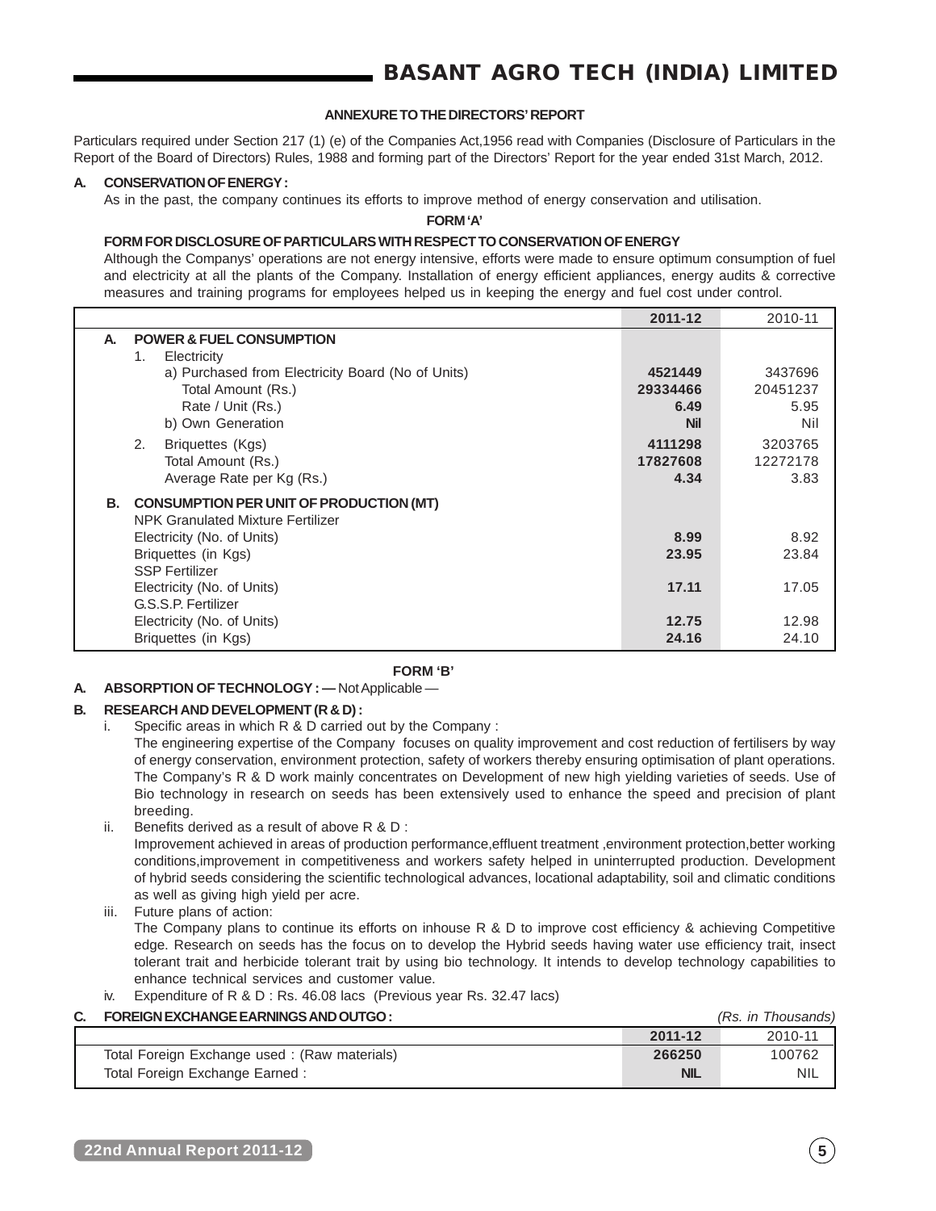## ANNEXURE TO THE DIRECTORS' REPORT

Particulars required under Section 217 (1) (e) of the Companies Act,1956 read with Companies (Disclosure of Particulars in the Report of the Board of Directors) Rules, 1988 and forming part of the Directors' Report for the year ended 31st March, 2012.

### A. CONSERVATION OF ENERGY :

As in the past, the company continues its efforts to improve method of energy conservation and utilisation.

**FORM 'A'**

**FORM FOR DISCLOSURE OF PARTICULARS WITH RESPECT TO CONSERVATION OF ENERGY**

Although the Companys' operations are not energy intensive, efforts were made to ensure optimum consumption of fuel and electricity at all the plants of the Company. Installation of energy efficient appliances, energy audits & corrective measures and training programs for employees helped us in keeping the energy and fuel cost under control.

| | | 2011-12 | 2010-11 |
|---|---|---|---|
| **A.** | **POWER & FUEL CONSUMPTION** | | |
| | 1. Electricity | | |
| | a) Purchased from Electricity Board (No of Units) | **4521449** | 3437696 |
| | Total Amount (Rs.) | **29334466** | 20451237 |
| | Rate / Unit (Rs.) | **6.49** | 5.95 |
| | b) Own Generation | **Nil** | Nil |
| | 2. Briquettes (Kgs) | **4111298** | 3203765 |
| | Total Amount (Rs.) | **17827608** | 12272178 |
| | Average Rate per Kg (Rs.) | **4.34** | 3.83 |
| **B.** | **CONSUMPTION PER UNIT OF PRODUCTION (MT)** | | |
| | NPK Granulated Mixture Fertilizer | | |
| | Electricity (No. of Units) | **8.99** | 8.92 |
| | Briquettes (in Kgs) | **23.95** | 23.84 |
| | SSP Fertilizer | | |
| | Electricity (No. of Units) | **17.11** | 17.05 |
| | G.S.S.P. Fertilizer | | |
| | Electricity (No. of Units) | **12.75** | 12.98 |
| | Briquettes (in Kgs) | **24.16** | 24.10 |

**FORM 'B'**

### A. ABSORPTION OF TECHNOLOGY : — Not Applicable —

### B. RESEARCH AND DEVELOPMENT (R & D) :

i. Specific areas in which R & D carried out by the Company :
   The engineering expertise of the Company focuses on quality improvement and cost reduction of fertilisers by way of energy conservation, environment protection, safety of workers thereby ensuring optimisation of plant operations. The Company's R & D work mainly concentrates on Development of new high yielding varieties of seeds. Use of Bio technology in research on seeds has been extensively used to enhance the speed and precision of plant breeding.

ii. Benefits derived as a result of above R & D :
   Improvement achieved in areas of production performance,effluent treatment ,environment protection,better working conditions,improvement in competitiveness and workers safety helped in uninterrupted production. Development of hybrid seeds considering the scientific technological advances, locational adaptability, soil and climatic conditions as well as giving high yield per acre.

iii. Future plans of action:
   The Company plans to continue its efforts on inhouse R & D to improve cost efficiency & achieving Competitive edge. Research on seeds has the focus on to develop the Hybrid seeds having water use efficiency trait, insect tolerant trait and herbicide tolerant trait by using bio technology. It intends to develop technology capabilities to enhance technical services and customer value.

iv. Expenditure of R & D : Rs. 46.08 lacs (Previous year Rs. 32.47 lacs)

### C. FOREIGN EXCHANGE EARNINGS AND OUTGO :

*(Rs. in Thousands)*

| | 2011-12 | 2010-11 |
|---|---|---|
| Total Foreign Exchange used : (Raw materials) | **266250** | 100762 |
| Total Foreign Exchange Earned : | **NIL** | NIL |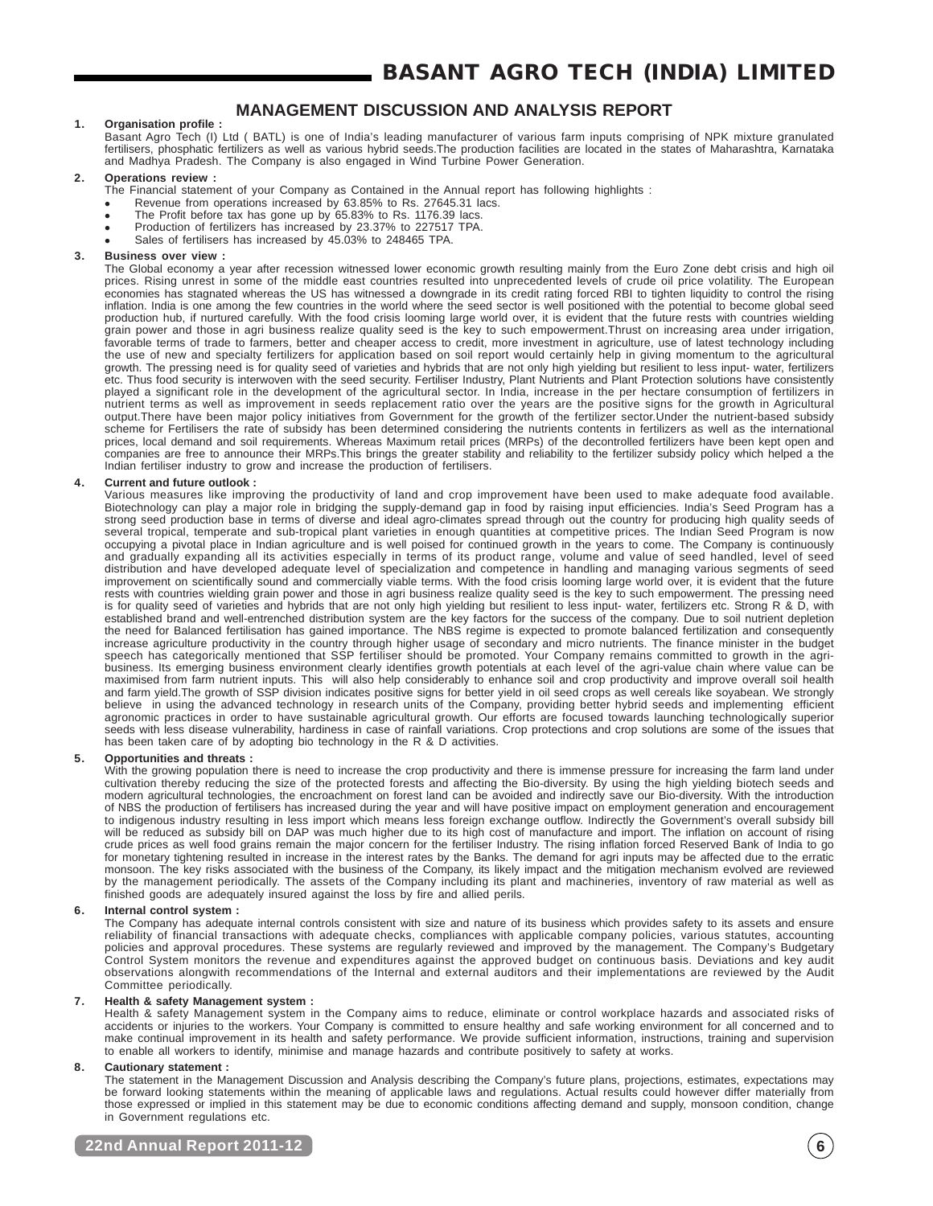# MANAGEMENT DISCUSSION AND ANALYSIS REPORT

**1. Organisation profile :**

Basant Agro Tech (I) Ltd ( BATL) is one of India's leading manufacturer of various farm inputs comprising of NPK mixture granulated fertilisers, phosphatic fertilizers as well as various hybrid seeds.The production facilities are located in the states of Maharashtra, Karnataka and Madhya Pradesh. The Company is also engaged in Wind Turbine Power Generation.

**2. Operations review :**

The Financial statement of your Company as Contained in the Annual report has following highlights :

- Revenue from operations increased by 63.85% to Rs. 27645.31 lacs.
- The Profit before tax has gone up by 65.83% to Rs. 1176.39 lacs.
- Production of fertilizers has increased by 23.37% to 227517 TPA.
- Sales of fertilisers has increased by 45.03% to 248465 TPA.

**3. Business over view :**

The Global economy a year after recession witnessed lower economic growth resulting mainly from the Euro Zone debt crisis and high oil prices. Rising unrest in some of the middle east countries resulted into unprecedented levels of crude oil price volatility. The European economies has stagnated whereas the US has witnessed a downgrade in its credit rating forced RBI to tighten liquidity to control the rising inflation. India is one among the few countries in the world where the seed sector is well positioned with the potential to become global seed production hub, if nurtured carefully. With the food crisis looming large world over, it is evident that the future rests with countries wielding grain power and those in agri business realize quality seed is the key to such empowerment.Thrust on increasing area under irrigation, favorable terms of trade to farmers, better and cheaper access to credit, more investment in agriculture, use of latest technology including the use of new and specialty fertilizers for application based on soil report would certainly help in giving momentum to the agricultural growth. The pressing need is for quality seed of varieties and hybrids that are not only high yielding but resilient to less input- water, fertilizers etc. Thus food security is interwoven with the seed security. Fertiliser Industry, Plant Nutrients and Plant Protection solutions have consistently played a significant role in the development of the agricultural sector. In India, increase in the per hectare consumption of fertilizers in nutrient terms as well as improvement in seeds replacement ratio over the years are the positive signs for the growth in Agricultural output.There have been major policy initiatives from Government for the growth of the fertilizer sector.Under the nutrient-based subsidy scheme for Fertilisers the rate of subsidy has been determined considering the nutrients contents in fertilizers as well as the international prices, local demand and soil requirements. Whereas Maximum retail prices (MRPs) of the decontrolled fertilizers have been kept open and companies are free to announce their MRPs.This brings the greater stability and reliability to the fertilizer subsidy policy which helped a the Indian fertiliser industry to grow and increase the production of fertilisers.

**4. Current and future outlook :**

Various measures like improving the productivity of land and crop improvement have been used to make adequate food available. Biotechnology can play a major role in bridging the supply-demand gap in food by raising input efficiencies. India's Seed Program has a strong seed production base in terms of diverse and ideal agro-climates spread through out the country for producing high quality seeds of several tropical, temperate and sub-tropical plant varieties in enough quantities at competitive prices. The Indian Seed Program is now occupying a pivotal place in Indian agriculture and is well poised for continued growth in the years to come. The Company is continuously and gradually expanding all its activities especially in terms of its product range, volume and value of seed handled, level of seed distribution and have developed adequate level of specialization and competence in handling and managing various segments of seed improvement on scientifically sound and commercially viable terms. With the food crisis looming large world over, it is evident that the future rests with countries wielding grain power and those in agri business realize quality seed is the key to such empowerment. The pressing need is for quality seed of varieties and hybrids that are not only high yielding but resilient to less input- water, fertilizers etc. Strong R & D, with established brand and well-entrenched distribution system are the key factors for the success of the company. Due to soil nutrient depletion the need for Balanced fertilisation has gained importance. The NBS regime is expected to promote balanced fertilization and consequently increase agriculture productivity in the country through higher usage of secondary and micro nutrients. The finance minister in the budget speech has categorically mentioned that SSP fertiliser should be promoted. Your Company remains committed to growth in the agri-business. Its emerging business environment clearly identifies growth potentials at each level of the agri-value chain where value can be maximised from farm nutrient inputs. This will also help considerably to enhance soil and crop productivity and improve overall soil health and farm yield.The growth of SSP division indicates positive signs for better yield in oil seed crops as well cereals like soyabean. We strongly believe in using the advanced technology in research units of the Company, providing better hybrid seeds and implementing efficient agronomic practices in order to have sustainable agricultural growth. Our efforts are focused towards launching technologically superior seeds with less disease vulnerability, hardiness in case of rainfall variations. Crop protections and crop solutions are some of the issues that has been taken care of by adopting bio technology in the R & D activities.

**5. Opportunities and threats :**

With the growing population there is need to increase the crop productivity and there is immense pressure for increasing the farm land under cultivation thereby reducing the size of the protected forests and affecting the Bio-diversity. By using the high yielding biotech seeds and modern agricultural technologies, the encroachment on forest land can be avoided and indirectly save our Bio-diversity. With the introduction of NBS the production of fertilisers has increased during the year and will have positive impact on employment generation and encouragement to indigenous industry resulting in less import which means less foreign exchange outflow. Indirectly the Government's overall subsidy bill will be reduced as subsidy bill on DAP was much higher due to its high cost of manufacture and import. The inflation on account of rising crude prices as well food grains remain the major concern for the fertiliser Industry. The rising inflation forced Reserved Bank of India to go for monetary tightening resulted in increase in the interest rates by the Banks. The demand for agri inputs may be affected due to the erratic monsoon. The key risks associated with the business of the Company, its likely impact and the mitigation mechanism evolved are reviewed by the management periodically. The assets of the Company including its plant and machineries, inventory of raw material as well as finished goods are adequately insured against the loss by fire and allied perils.

**6. Internal control system :**

The Company has adequate internal controls consistent with size and nature of its business which provides safety to its assets and ensure reliability of financial transactions with adequate checks, compliances with applicable company policies, various statutes, accounting policies and approval procedures. These systems are regularly reviewed and improved by the management. The Company's Budgetary Control System monitors the revenue and expenditures against the approved budget on continuous basis. Deviations and key audit observations alongwith recommendations of the Internal and external auditors and their implementations are reviewed by the Audit Committee periodically.

**7. Health & safety Management system :**

Health & safety Management system in the Company aims to reduce, eliminate or control workplace hazards and associated risks of accidents or injuries to the workers. Your Company is committed to ensure healthy and safe working environment for all concerned and to make continual improvement in its health and safety performance. We provide sufficient information, instructions, training and supervision to enable all workers to identify, minimise and manage hazards and contribute positively to safety at works.

**8. Cautionary statement :**

The statement in the Management Discussion and Analysis describing the Company's future plans, projections, estimates, expectations may be forward looking statements within the meaning of applicable laws and regulations. Actual results could however differ materially from those expressed or implied in this statement may be due to economic conditions affecting demand and supply, monsoon condition, change in Government regulations etc.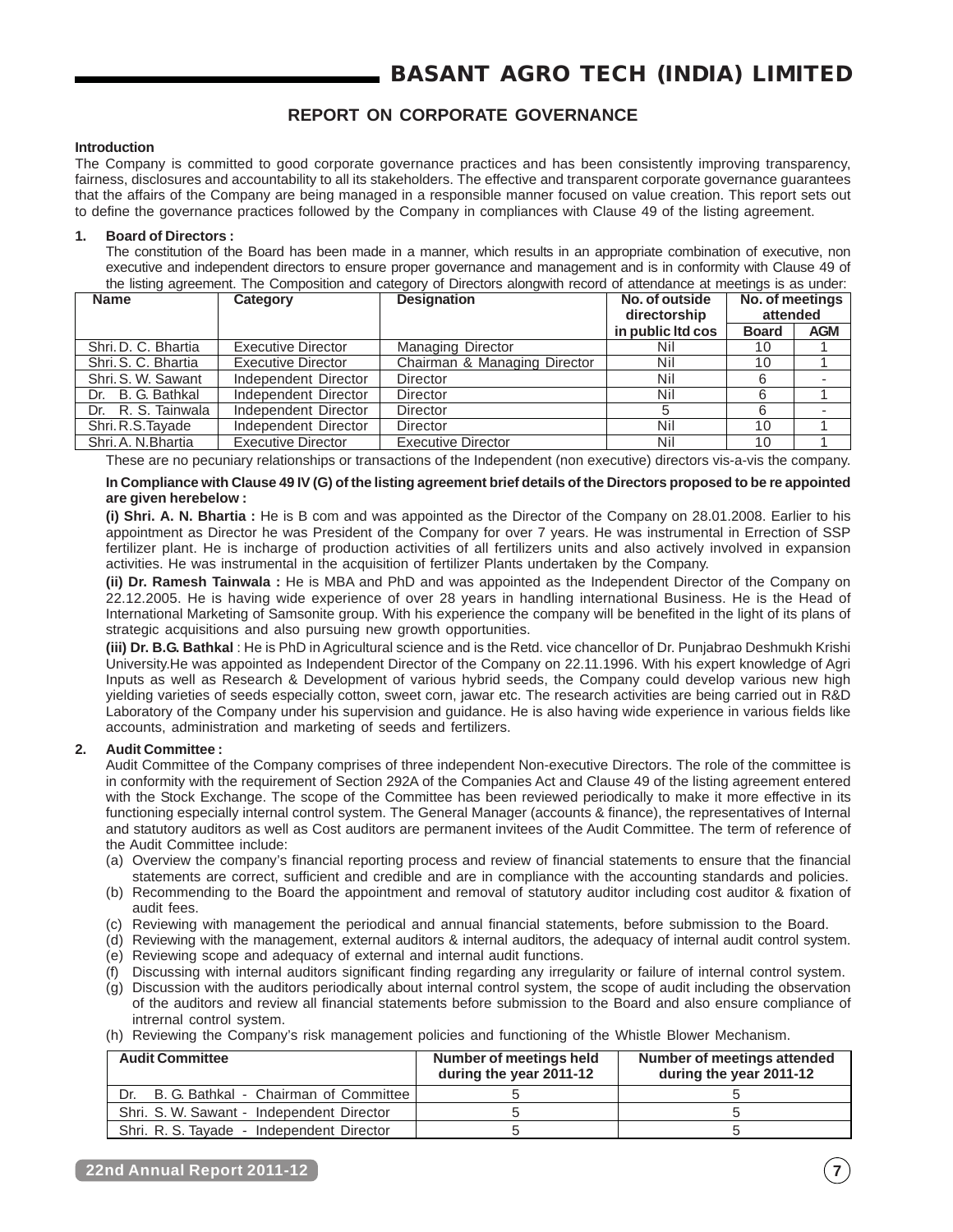## REPORT ON CORPORATE GOVERNANCE

**Introduction**

The Company is committed to good corporate governance practices and has been consistently improving transparency, fairness, disclosures and accountability to all its stakeholders. The effective and transparent corporate governance guarantees that the affairs of the Company are being managed in a responsible manner focused on value creation. This report sets out to define the governance practices followed by the Company in compliances with Clause 49 of the listing agreement.

**1. Board of Directors :**

The constitution of the Board has been made in a manner, which results in an appropriate combination of executive, non executive and independent directors to ensure proper governance and management and is in conformity with Clause 49 of the listing agreement. The Composition and category of Directors alongwith record of attendance at meetings is as under:

| Name | Category | Designation | No. of outside directorship in public ltd cos | No. of meetings attended | |
|---|---|---|---|---|---|
| | | | | Board | AGM |
| Shri. D. C. Bhartia | Executive Director | Managing Director | Nil | 10 | 1 |
| Shri. S. C. Bhartia | Executive Director | Chairman & Managing Director | Nil | 10 | 1 |
| Shri. S. W. Sawant | Independent Director | Director | Nil | 6 | - |
| Dr. B. G. Bathkal | Independent Director | Director | Nil | 6 | 1 |
| Dr. R. S. Tainwala | Independent Director | Director | 5 | 6 | - |
| Shri. R.S.Tayade | Independent Director | Director | Nil | 10 | 1 |
| Shri. A. N.Bhartia | Executive Director | Executive Director | Nil | 10 | 1 |

These are no pecuniary relationships or transactions of the Independent (non executive) directors vis-a-vis the company.

**In Compliance with Clause 49 IV (G) of the listing agreement brief details of the Directors proposed to be re appointed are given herebelow :**

**(i) Shri. A. N. Bhartia :** He is B com and was appointed as the Director of the Company on 28.01.2008. Earlier to his appointment as Director he was President of the Company for over 7 years. He was instrumental in Errection of SSP fertilizer plant. He is incharge of production activities of all fertilizers units and also actively involved in expansion activities. He was instrumental in the acquisition of fertilizer Plants undertaken by the Company.

**(ii) Dr. Ramesh Tainwala :** He is MBA and PhD and was appointed as the Independent Director of the Company on 22.12.2005. He is having wide experience of over 28 years in handling international Business. He is the Head of International Marketing of Samsonite group. With his experience the company will be benefited in the light of its plans of strategic acquisitions and also pursuing new growth opportunities.

**(iii) Dr. B.G. Bathkal** : He is PhD in Agricultural science and is the Retd. vice chancellor of Dr. Punjabrao Deshmukh Krishi University.He was appointed as Independent Director of the Company on 22.11.1996. With his expert knowledge of Agri Inputs as well as Research & Development of various hybrid seeds, the Company could develop various new high yielding varieties of seeds especially cotton, sweet corn, jawar etc. The research activities are being carried out in R&D Laboratory of the Company under his supervision and guidance. He is also having wide experience in various fields like accounts, administration and marketing of seeds and fertilizers.

**2. Audit Committee :**

Audit Committee of the Company comprises of three independent Non-executive Directors. The role of the committee is in conformity with the requirement of Section 292A of the Companies Act and Clause 49 of the listing agreement entered with the Stock Exchange. The scope of the Committee has been reviewed periodically to make it more effective in its functioning especially internal control system. The General Manager (accounts & finance), the representatives of Internal and statutory auditors as well as Cost auditors are permanent invitees of the Audit Committee. The term of reference of the Audit Committee include:

(a) Overview the company's financial reporting process and review of financial statements to ensure that the financial statements are correct, sufficient and credible and are in compliance with the accounting standards and policies.
(b) Recommending to the Board the appointment and removal of statutory auditor including cost auditor & fixation of audit fees.
(c) Reviewing with management the periodical and annual financial statements, before submission to the Board.
(d) Reviewing with the management, external auditors & internal auditors, the adequacy of internal audit control system.
(e) Reviewing scope and adequacy of external and internal audit functions.
(f) Discussing with internal auditors significant finding regarding any irregularity or failure of internal control system.
(g) Discussion with the auditors periodically about internal control system, the scope of audit including the observation of the auditors and review all financial statements before submission to the Board and also ensure compliance of intrernal control system.
(h) Reviewing the Company's risk management policies and functioning of the Whistle Blower Mechanism.

| Audit Committee | Number of meetings held during the year 2011-12 | Number of meetings attended during the year 2011-12 |
|---|---|---|
| Dr. B. G. Bathkal - Chairman of Committee | 5 | 5 |
| Shri. S. W. Sawant - Independent Director | 5 | 5 |
| Shri. R. S. Tayade - Independent Director | 5 | 5 |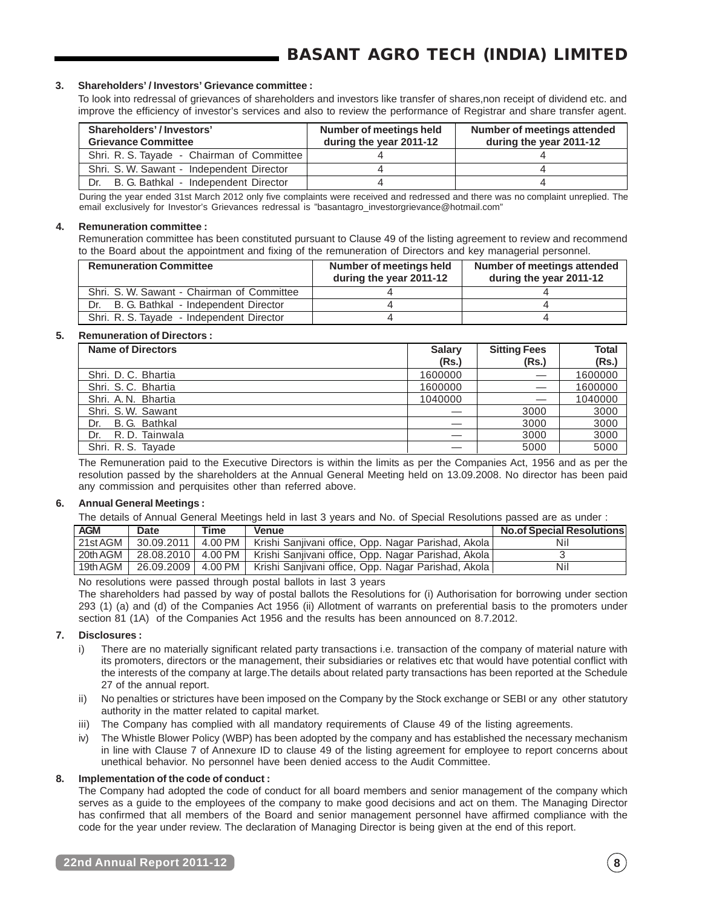**3. Shareholders' / Investors' Grievance committee :**

To look into redressal of grievances of shareholders and investors like transfer of shares,non receipt of dividend etc. and improve the efficiency of investor's services and also to review the performance of Registrar and share transfer agent.

| Shareholders' / Investors' Grievance Committee | Number of meetings held during the year 2011-12 | Number of meetings attended during the year 2011-12 |
|---|---|---|
| Shri. R. S. Tayade - Chairman of Committee | 4 | 4 |
| Shri. S. W. Sawant - Independent Director | 4 | 4 |
| Dr. B. G. Bathkal - Independent Director | 4 | 4 |

During the year ended 31st March 2012 only five complaints were received and redressed and there was no complaint unreplied. The email exclusively for Investor's Grievances redressal is "basantagro_investorgrievance@hotmail.com"

**4. Remuneration committee :**

Remuneration committee has been constituted pursuant to Clause 49 of the listing agreement to review and recommend to the Board about the appointment and fixing of the remuneration of Directors and key managerial personnel.

| Remuneration Committee | Number of meetings held during the year 2011-12 | Number of meetings attended during the year 2011-12 |
|---|---|---|
| Shri. S. W. Sawant - Chairman of Committee | 4 | 4 |
| Dr. B. G. Bathkal - Independent Director | 4 | 4 |
| Shri. R. S. Tayade - Independent Director | 4 | 4 |

**5. Remuneration of Directors :**

| Name of Directors | Salary (Rs.) | Sitting Fees (Rs.) | Total (Rs.) |
|---|---|---|---|
| Shri. D. C. Bhartia | 1600000 | — | 1600000 |
| Shri. S. C. Bhartia | 1600000 | — | 1600000 |
| Shri. A. N. Bhartia | 1040000 | — | 1040000 |
| Shri. S. W. Sawant | — | 3000 | 3000 |
| Dr. B. G. Bathkal | — | 3000 | 3000 |
| Dr. R. D. Tainwala | — | 3000 | 3000 |
| Shri. R. S. Tayade | — | 5000 | 5000 |

The Remuneration paid to the Executive Directors is within the limits as per the Companies Act, 1956 and as per the resolution passed by the shareholders at the Annual General Meeting held on 13.09.2008. No director has been paid any commission and perquisites other than referred above.

**6. Annual General Meetings :**

The details of Annual General Meetings held in last 3 years and No. of Special Resolutions passed are as under :

| AGM | Date | Time | Venue | No.of Special Resolutions |
|---|---|---|---|---|
| 21st AGM | 30.09.2011 | 4.00 PM | Krishi Sanjivani office, Opp. Nagar Parishad, Akola | Nil |
| 20th AGM | 28.08.2010 | 4.00 PM | Krishi Sanjivani office, Opp. Nagar Parishad, Akola | 3 |
| 19th AGM | 26.09.2009 | 4.00 PM | Krishi Sanjivani office, Opp. Nagar Parishad, Akola | Nil |

No resolutions were passed through postal ballots in last 3 years

The shareholders had passed by way of postal ballots the Resolutions for (i) Authorisation for borrowing under section 293 (1) (a) and (d) of the Companies Act 1956 (ii) Allotment of warrants on preferential basis to the promoters under section 81 (1A) of the Companies Act 1956 and the results has been announced on 8.7.2012.

**7. Disclosures :**

i) There are no materially significant related party transactions i.e. transaction of the company of material nature with its promoters, directors or the management, their subsidiaries or relatives etc that would have potential conflict with the interests of the company at large.The details about related party transactions has been reported at the Schedule 27 of the annual report.

ii) No penalties or strictures have been imposed on the Company by the Stock exchange or SEBI or any other statutory authority in the matter related to capital market.

iii) The Company has complied with all mandatory requirements of Clause 49 of the listing agreements.

iv) The Whistle Blower Policy (WBP) has been adopted by the company and has established the necessary mechanism in line with Clause 7 of Annexure ID to clause 49 of the listing agreement for employee to report concerns about unethical behavior. No personnel have been denied access to the Audit Committee.

**8. Implementation of the code of conduct :**

The Company had adopted the code of conduct for all board members and senior management of the company which serves as a guide to the employees of the company to make good decisions and act on them. The Managing Director has confirmed that all members of the Board and senior management personnel have affirmed compliance with the code for the year under review. The declaration of Managing Director is being given at the end of this report.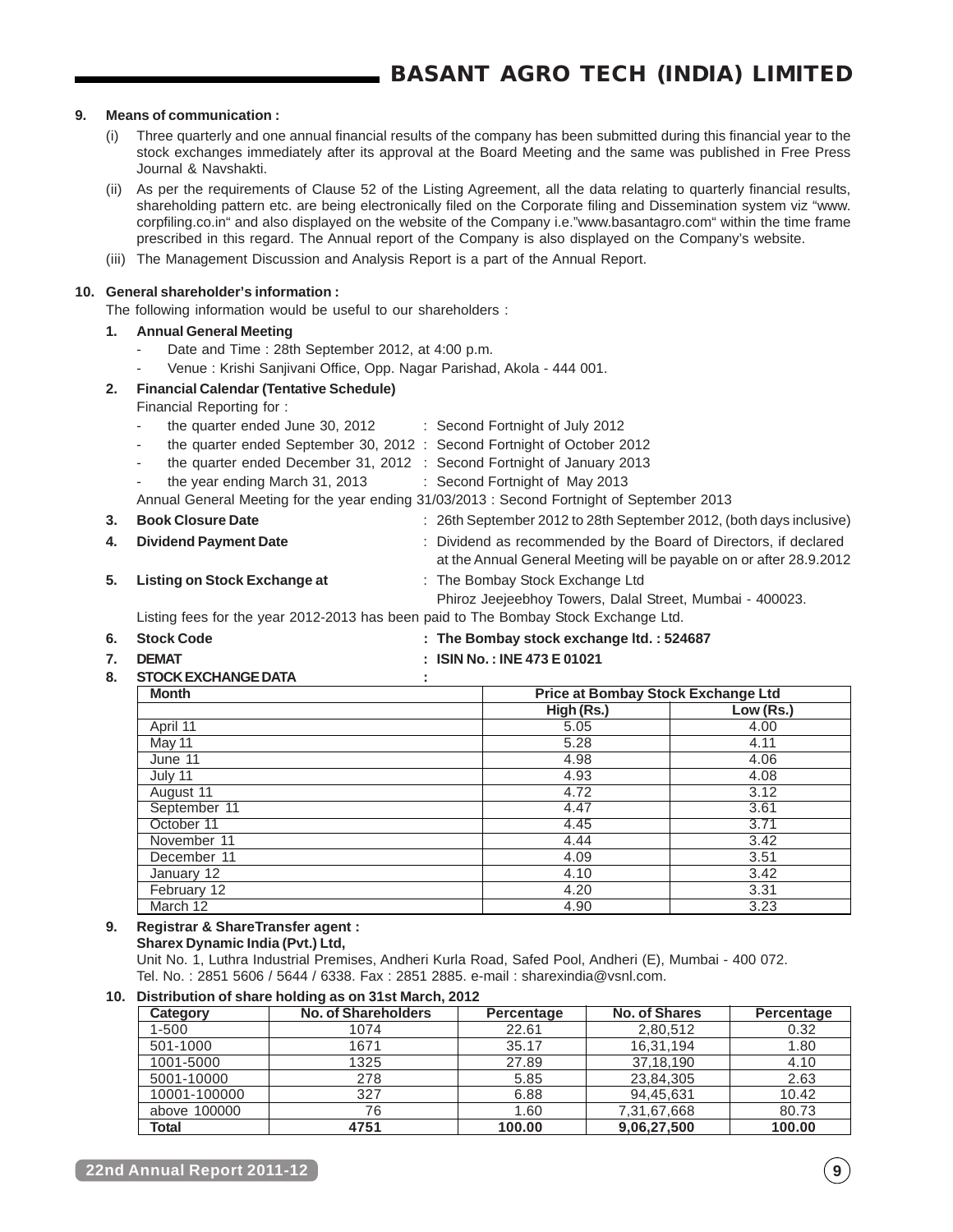## 9. Means of communication :

(i) Three quarterly and one annual financial results of the company has been submitted during this financial year to the stock exchanges immediately after its approval at the Board Meeting and the same was published in Free Press Journal & Navshakti.

(ii) As per the requirements of Clause 52 of the Listing Agreement, all the data relating to quarterly financial results, shareholding pattern etc. are being electronically filed on the Corporate filing and Dissemination system viz "www. corpfiling.co.in" and also displayed on the website of the Company i.e."www.basantagro.com" within the time frame prescribed in this regard. The Annual report of the Company is also displayed on the Company's website.

(iii) The Management Discussion and Analysis Report is a part of the Annual Report.

## 10. General shareholder's information :

The following information would be useful to our shareholders :

**1. Annual General Meeting**

- Date and Time : 28th September 2012, at 4:00 p.m.
- Venue : Krishi Sanjivani Office, Opp. Nagar Parishad, Akola - 444 001.

**2. Financial Calendar (Tentative Schedule)**

Financial Reporting for :

- the quarter ended June 30, 2012 : Second Fortnight of July 2012
- the quarter ended September 30, 2012 : Second Fortnight of October 2012
- the quarter ended December 31, 2012 : Second Fortnight of January 2013
- the year ending March 31, 2013 : Second Fortnight of May 2013

Annual General Meeting for the year ending 31/03/2013 : Second Fortnight of September 2013

**3. Book Closure Date** : 26th September 2012 to 28th September 2012, (both days inclusive)

**4. Dividend Payment Date** : Dividend as recommended by the Board of Directors, if declared at the Annual General Meeting will be payable on or after 28.9.2012

**5. Listing on Stock Exchange at** : The Bombay Stock Exchange Ltd
Phiroz Jeejeebhoy Towers, Dalal Street, Mumbai - 400023.

Listing fees for the year 2012-2013 has been paid to The Bombay Stock Exchange Ltd.

**6. Stock Code** : **The Bombay stock exchange ltd. : 524687**

**7. DEMAT** : **ISIN No. : INE 473 E 01021**

**8. STOCK EXCHANGE DATA** :

| Month | Price at Bombay Stock Exchange Ltd | |
|---|---|---|
| | High (Rs.) | Low (Rs.) |
| April 11 | 5.05 | 4.00 |
| May 11 | 5.28 | 4.11 |
| June 11 | 4.98 | 4.06 |
| July 11 | 4.93 | 4.08 |
| August 11 | 4.72 | 3.12 |
| September 11 | 4.47 | 3.61 |
| October 11 | 4.45 | 3.71 |
| November 11 | 4.44 | 3.42 |
| December 11 | 4.09 | 3.51 |
| January 12 | 4.10 | 3.42 |
| February 12 | 4.20 | 3.31 |
| March 12 | 4.90 | 3.23 |

**9. Registrar & ShareTransfer agent :**

**Sharex Dynamic India (Pvt.) Ltd,**

Unit No. 1, Luthra Industrial Premises, Andheri Kurla Road, Safed Pool, Andheri (E), Mumbai - 400 072.
Tel. No. : 2851 5606 / 5644 / 6338. Fax : 2851 2885. e-mail : sharexindia@vsnl.com.

**10. Distribution of share holding as on 31st March, 2012**

| Category | No. of Shareholders | Percentage | No. of Shares | Percentage |
|---|---|---|---|---|
| 1-500 | 1074 | 22.61 | 2,80,512 | 0.32 |
| 501-1000 | 1671 | 35.17 | 16,31,194 | 1.80 |
| 1001-5000 | 1325 | 27.89 | 37,18,190 | 4.10 |
| 5001-10000 | 278 | 5.85 | 23,84,305 | 2.63 |
| 10001-100000 | 327 | 6.88 | 94,45,631 | 10.42 |
| above 100000 | 76 | 1.60 | 7,31,67,668 | 80.73 |
| **Total** | **4751** | **100.00** | **9,06,27,500** | **100.00** |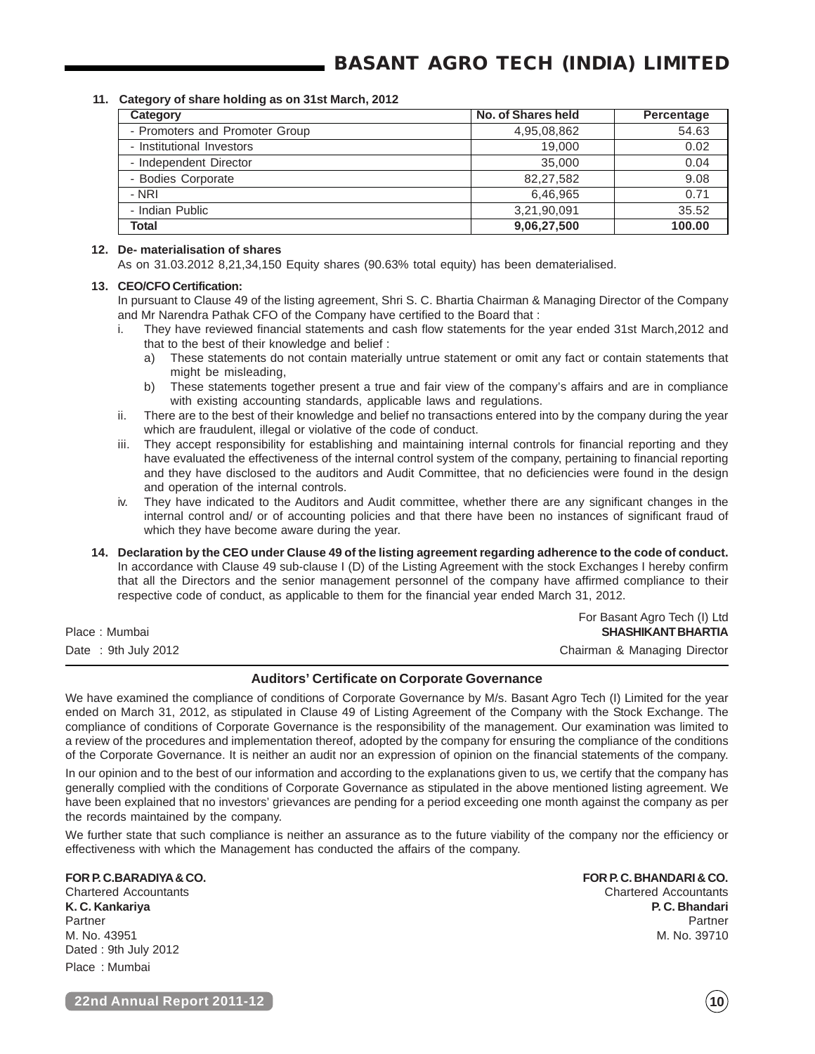**11. Category of share holding as on 31st March, 2012**

| Category | No. of Shares held | Percentage |
|---|---|---|
| - Promoters and Promoter Group | 4,95,08,862 | 54.63 |
| - Institutional Investors | 19,000 | 0.02 |
| - Independent Director | 35,000 | 0.04 |
| - Bodies Corporate | 82,27,582 | 9.08 |
| - NRI | 6,46,965 | 0.71 |
| - Indian Public | 3,21,90,091 | 35.52 |
| **Total** | **9,06,27,500** | **100.00** |

**12. De- materialisation of shares**

As on 31.03.2012 8,21,34,150 Equity shares (90.63% total equity) has been dematerialised.

**13. CEO/CFO Certification:**

In pursuant to Clause 49 of the listing agreement, Shri S. C. Bhartia Chairman & Managing Director of the Company and Mr Narendra Pathak CFO of the Company have certified to the Board that :

i. They have reviewed financial statements and cash flow statements for the year ended 31st March,2012 and that to the best of their knowledge and belief :
   a) These statements do not contain materially untrue statement or omit any fact or contain statements that might be misleading,
   b) These statements together present a true and fair view of the company's affairs and are in compliance with existing accounting standards, applicable laws and regulations.

ii. There are to the best of their knowledge and belief no transactions entered into by the company during the year which are fraudulent, illegal or violative of the code of conduct.

iii. They accept responsibility for establishing and maintaining internal controls for financial reporting and they have evaluated the effectiveness of the internal control system of the company, pertaining to financial reporting and they have disclosed to the auditors and Audit Committee, that no deficiencies were found in the design and operation of the internal controls.

iv. They have indicated to the Auditors and Audit committee, whether there are any significant changes in the internal control and/ or of accounting policies and that there have been no instances of significant fraud of which they have become aware during the year.

**14. Declaration by the CEO under Clause 49 of the listing agreement regarding adherence to the code of conduct.**

In accordance with Clause 49 sub-clause I (D) of the Listing Agreement with the stock Exchanges I hereby confirm that all the Directors and the senior management personnel of the company have affirmed compliance to their respective code of conduct, as applicable to them for the financial year ended March 31, 2012.

For Basant Agro Tech (I) Ltd
**SHASHIKANT BHARTIA**
Chairman & Managing Director

Place : Mumbai
Date : 9th July 2012

## Auditors' Certificate on Corporate Governance

We have examined the compliance of conditions of Corporate Governance by M/s. Basant Agro Tech (I) Limited for the year ended on March 31, 2012, as stipulated in Clause 49 of Listing Agreement of the Company with the Stock Exchange. The compliance of conditions of Corporate Governance is the responsibility of the management. Our examination was limited to a review of the procedures and implementation thereof, adopted by the company for ensuring the compliance of the conditions of the Corporate Governance. It is neither an audit nor an expression of opinion on the financial statements of the company.

In our opinion and to the best of our information and according to the explanations given to us, we certify that the company has generally complied with the conditions of Corporate Governance as stipulated in the above mentioned listing agreement. We have been explained that no investors' grievances are pending for a period exceeding one month against the company as per the records maintained by the company.

We further state that such compliance is neither an assurance as to the future viability of the company nor the efficiency or effectiveness with which the Management has conducted the affairs of the company.

**FOR P. C.BARADIYA & CO.**
Chartered Accountants
**K. C. Kankariya**
Partner
M. No. 43951
Dated : 9th July 2012
Place : Mumbai

**FOR P. C. BHANDARI & CO.**
Chartered Accountants
**P. C. Bhandari**
Partner
M. No. 39710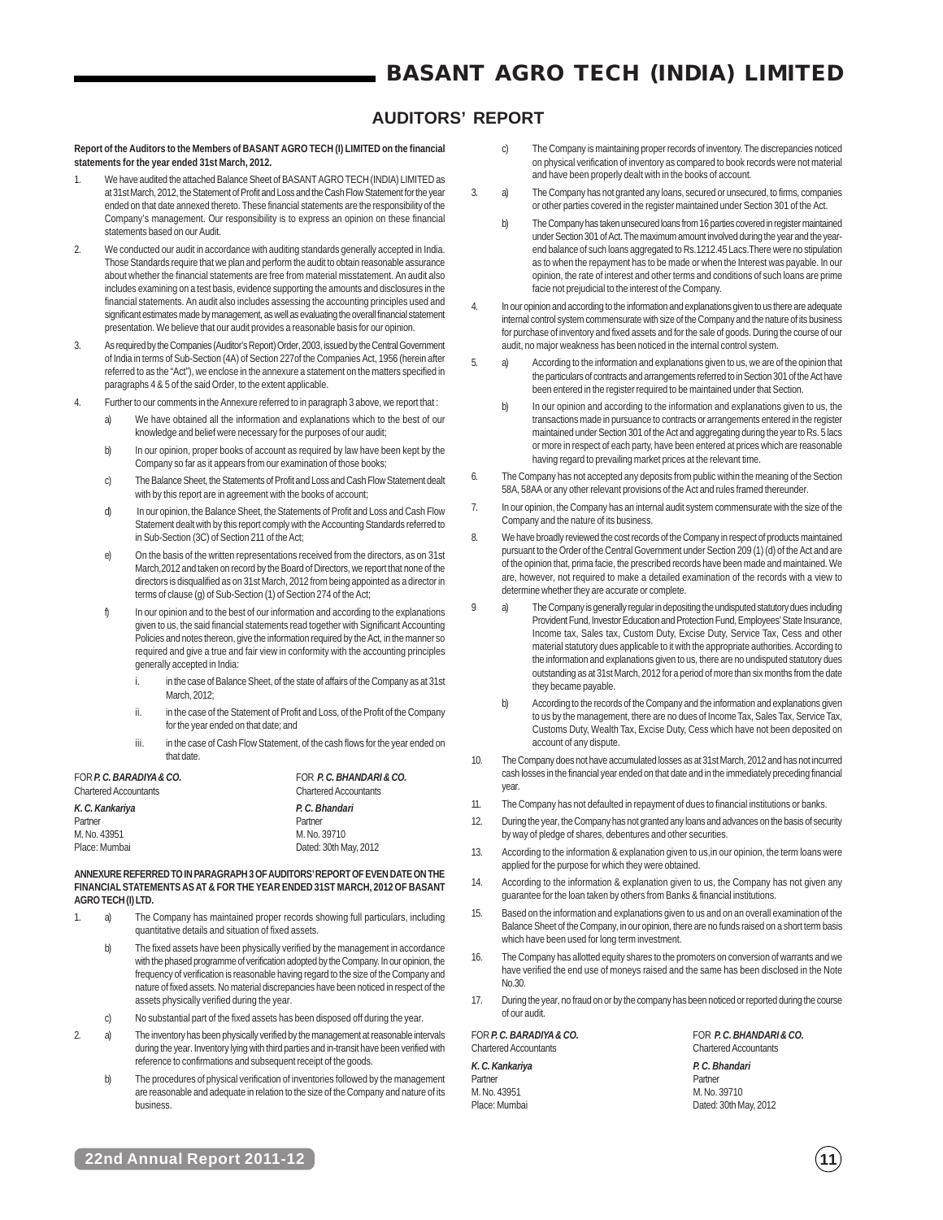## AUDITORS' REPORT

**Report of the Auditors to the Members of BASANT AGRO TECH (I) LIMITED on the financial statements for the year ended 31st March, 2012.**

1. We have audited the attached Balance Sheet of BASANT AGRO TECH (INDIA) LIMITED as at 31st March, 2012, the Statement of Profit and Loss and the Cash Flow Statement for the year ended on that date annexed thereto. These financial statements are the responsibility of the Company's management. Our responsibility is to express an opinion on these financial statements based on our Audit.

2. We conducted our audit in accordance with auditing standards generally accepted in India. Those Standards require that we plan and perform the audit to obtain reasonable assurance about whether the financial statements are free from material misstatement. An audit also includes examining on a test basis, evidence supporting the amounts and disclosures in the financial statements. An audit also includes assessing the accounting principles used and significant estimates made by management, as well as evaluating the overall financial statement presentation. We believe that our audit provides a reasonable basis for our opinion.

3. As required by the Companies (Auditor's Report) Order, 2003, issued by the Central Government of India in terms of Sub-Section (4A) of Section 227of the Companies Act, 1956 (herein after referred to as the "Act"), we enclose in the annexure a statement on the matters specified in paragraphs 4 & 5 of the said Order, to the extent applicable.

4. Further to our comments in the Annexure referred to in paragraph 3 above, we report that :

   a) We have obtained all the information and explanations which to the best of our knowledge and belief were necessary for the purposes of our audit;

   b) In our opinion, proper books of account as required by law have been kept by the Company so far as it appears from our examination of those books;

   c) The Balance Sheet, the Statements of Profit and Loss and Cash Flow Statement dealt with by this report are in agreement with the books of account;

   d) In our opinion, the Balance Sheet, the Statements of Profit and Loss and Cash Flow Statement dealt with by this report comply with the Accounting Standards referred to in Sub-Section (3C) of Section 211 of the Act;

   e) On the basis of the written representations received from the directors, as on 31st March,2012 and taken on record by the Board of Directors, we report that none of the directors is disqualified as on 31st March, 2012 from being appointed as a director in terms of clause (g) of Sub-Section (1) of Section 274 of the Act;

   f) In our opinion and to the best of our information and according to the explanations given to us, the said financial statements read together with Significant Accounting Policies and notes thereon, give the information required by the Act, in the manner so required and give a true and fair view in conformity with the accounting principles generally accepted in India:

      i. in the case of Balance Sheet, of the state of affairs of the Company as at 31st March, 2012;

      ii. in the case of the Statement of Profit and Loss, of the Profit of the Company for the year ended on that date; and

      iii. in the case of Cash Flow Statement, of the cash flows for the year ended on that date.

| FOR ***P. C. BARADIYA & CO.*** | FOR ***P. C. BHANDARI & CO.*** |
|---|---|
| Chartered Accountants | Chartered Accountants |
| ***K. C. Kankariya*** | ***P. C. Bhandari*** |
| Partner | Partner |
| M. No. 43951 | M. No. 39710 |
| Place: Mumbai | Dated: 30th May, 2012 |

**ANNEXURE REFERRED TO IN PARAGRAPH 3 OF AUDITORS' REPORT OF EVEN DATE ON THE FINANCIAL STATEMENTS AS AT & FOR THE YEAR ENDED 31ST MARCH, 2012 OF BASANT AGRO TECH (I) LTD.**

1. a) The Company has maintained proper records showing full particulars, including quantitative details and situation of fixed assets.

   b) The fixed assets have been physically verified by the management in accordance with the phased programme of verification adopted by the Company. In our opinion, the frequency of verification is reasonable having regard to the size of the Company and nature of fixed assets. No material discrepancies have been noticed in respect of the assets physically verified during the year.

   c) No substantial part of the fixed assets has been disposed off during the year.

2. a) The inventory has been physically verified by the management at reasonable intervals during the year. Inventory lying with third parties and in-transit have been verified with reference to confirmations and subsequent receipt of the goods.

   b) The procedures of physical verification of inventories followed by the management are reasonable and adequate in relation to the size of the Company and nature of its business.

   c) The Company is maintaining proper records of inventory. The discrepancies noticed on physical verification of inventory as compared to book records were not material and have been properly dealt with in the books of account.

3. a) The Company has not granted any loans, secured or unsecured, to firms, companies or other parties covered in the register maintained under Section 301 of the Act.

   b) The Company has taken unsecured loans from 16 parties covered in register maintained under Section 301 of Act. The maximum amount involved during the year and the year-end balance of such loans aggregated to Rs.1212.45 Lacs.There were no stipulation as to when the repayment has to be made or when the Interest was payable. In our opinion, the rate of interest and other terms and conditions of such loans are prime facie not prejudicial to the interest of the Company.

4. In our opinion and according to the information and explanations given to us there are adequate internal control system commensurate with size of the Company and the nature of its business for purchase of inventory and fixed assets and for the sale of goods. During the course of our audit, no major weakness has been noticed in the internal control system.

5. a) According to the information and explanations given to us, we are of the opinion that the particulars of contracts and arrangements referred to in Section 301 of the Act have been entered in the register required to be maintained under that Section.

   b) In our opinion and according to the information and explanations given to us, the transactions made in pursuance to contracts or arrangements entered in the register maintained under Section 301 of the Act and aggregating during the year to Rs. 5 lacs or more in respect of each party, have been entered at prices which are reasonable having regard to prevailing market prices at the relevant time.

6. The Company has not accepted any deposits from public within the meaning of the Section 58A, 58AA or any other relevant provisions of the Act and rules framed thereunder.

7. In our opinion, the Company has an internal audit system commensurate with the size of the Company and the nature of its business.

8. We have broadly reviewed the cost records of the Company in respect of products maintained pursuant to the Order of the Central Government under Section 209 (1) (d) of the Act and are of the opinion that, prima facie, the prescribed records have been made and maintained. We are, however, not required to make a detailed examination of the records with a view to determine whether they are accurate or complete.

9. a) The Company is generally regular in depositing the undisputed statutory dues including Provident Fund, Investor Education and Protection Fund, Employees' State Insurance, Income tax, Sales tax, Custom Duty, Excise Duty, Service Tax, Cess and other material statutory dues applicable to it with the appropriate authorities. According to the information and explanations given to us, there are no undisputed statutory dues outstanding as at 31st March, 2012 for a period of more than six months from the date they became payable.

   b) According to the records of the Company and the information and explanations given to us by the management, there are no dues of Income Tax, Sales Tax, Service Tax, Customs Duty, Wealth Tax, Excise Duty, Cess which have not been deposited on account of any dispute.

10. The Company does not have accumulated losses as at 31st March, 2012 and has not incurred cash losses in the financial year ended on that date and in the immediately preceding financial year.

11. The Company has not defaulted in repayment of dues to financial institutions or banks.

12. During the year, the Company has not granted any loans and advances on the basis of security by way of pledge of shares, debentures and other securities.

13. According to the information & explanation given to us,in our opinion, the term loans were applied for the purpose for which they were obtained.

14. According to the information & explanation given to us, the Company has not given any guarantee for the loan taken by others from Banks & financial institutions.

15. Based on the information and explanations given to us and on an overall examination of the Balance Sheet of the Company, in our opinion, there are no funds raised on a short term basis which have been used for long term investment.

16. The Company has allotted equity shares to the promoters on conversion of warrants and we have verified the end use of moneys raised and the same has been disclosed in the Note No.30.

17. During the year, no fraud on or by the company has been noticed or reported during the course of our audit.

| FOR ***P. C. BARADIYA & CO.*** | FOR ***P. C. BHANDARI & CO.*** |
|---|---|
| Chartered Accountants | Chartered Accountants |
| ***K. C. Kankariya*** | ***P. C. Bhandari*** |
| Partner | Partner |
| M. No. 43951 | M. No. 39710 |
| Place: Mumbai | Dated: 30th May, 2012 |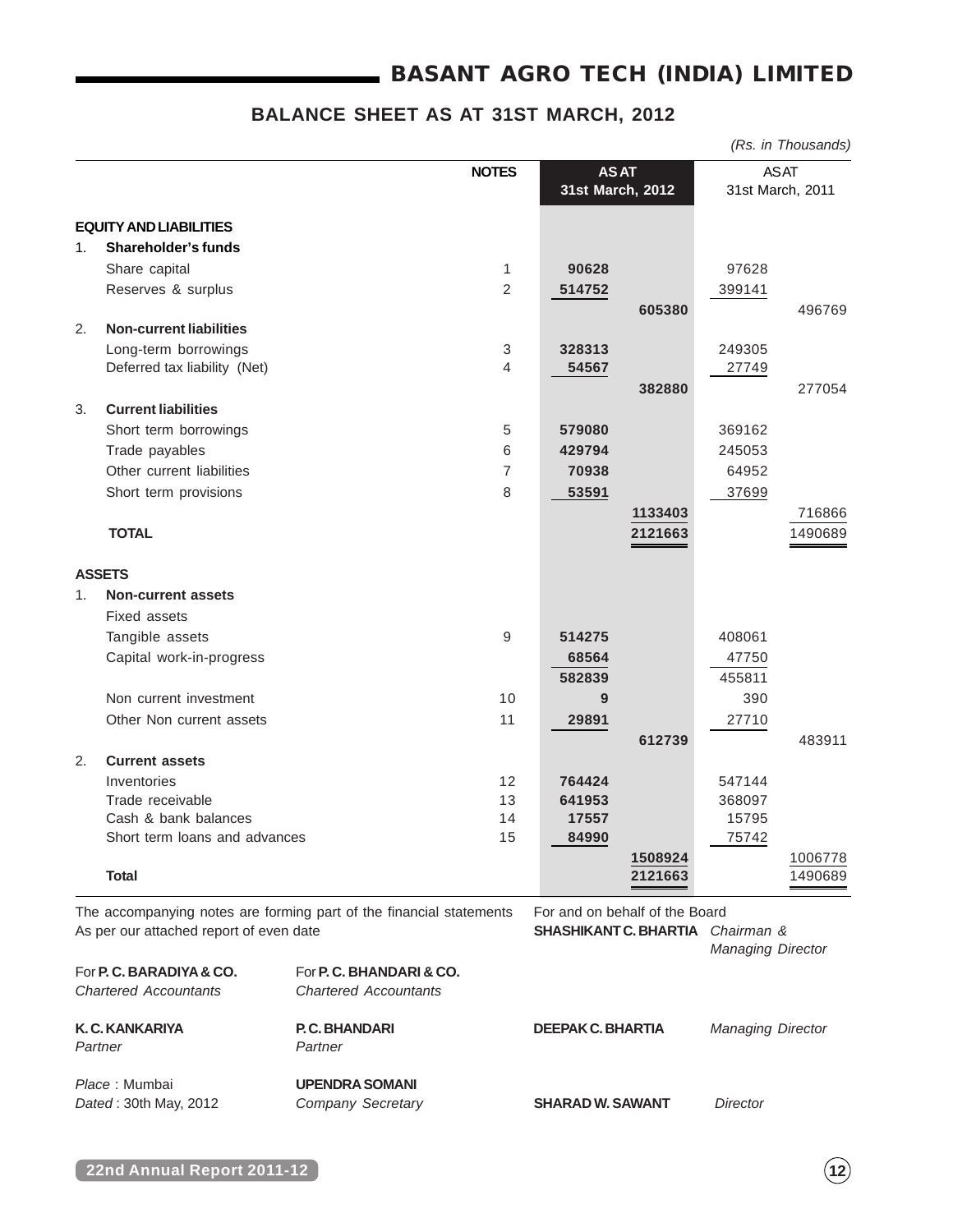# BASANT AGRO TECH (INDIA) LIMITED

## BALANCE SHEET AS AT 31ST MARCH, 2012

*(Rs. in Thousands)*

| | NOTES | AS AT 31st March, 2012 | | AS AT 31st March, 2011 | |
|---|---|---|---|---|---|
| **EQUITY AND LIABILITIES** | | | | | |
| 1. **Shareholder's funds** | | | | | |
| Share capital | 1 | 90628 | | 97628 | |
| Reserves & surplus | 2 | 514752 | | 399141 | |
| | | | 605380 | | 496769 |
| 2. **Non-current liabilities** | | | | | |
| Long-term borrowings | 3 | 328313 | | 249305 | |
| Deferred tax liability (Net) | 4 | 54567 | | 27749 | |
| | | | 382880 | | 277054 |
| 3. **Current liabilities** | | | | | |
| Short term borrowings | 5 | 579080 | | 369162 | |
| Trade payables | 6 | 429794 | | 245053 | |
| Other current liabilities | 7 | 70938 | | 64952 | |
| Short term provisions | 8 | 53591 | | 37699 | |
| | | | 1133403 | | 716866 |
| **TOTAL** | | | 2121663 | | 1490689 |
| **ASSETS** | | | | | |
| 1. **Non-current assets** | | | | | |
| Fixed assets | | | | | |
| Tangible assets | 9 | 514275 | | 408061 | |
| Capital work-in-progress | | 68564 | | 47750 | |
| | | 582839 | | 455811 | |
| Non current investment | 10 | 9 | | 390 | |
| Other Non current assets | 11 | 29891 | | 27710 | |
| | | | 612739 | | 483911 |
| 2. **Current assets** | | | | | |
| Inventories | 12 | 764424 | | 547144 | |
| Trade receivable | 13 | 641953 | | 368097 | |
| Cash & bank balances | 14 | 17557 | | 15795 | |
| Short term loans and advances | 15 | 84990 | | 75742 | |
| | | | 1508924 | | 1006778 |
| **Total** | | | 2121663 | | 1490689 |

The accompanying notes are forming part of the financial statements
As per our attached report of even date

For and on behalf of the Board

**SHASHIKANT C. BHARTIA** *Chairman & Managing Director*

For **P. C. BARADIYA & CO.**
*Chartered Accountants*

For **P. C. BHANDARI & CO.**
*Chartered Accountants*

**K. C. KANKARIYA**
*Partner*

**P. C. BHANDARI**
*Partner*

**DEEPAK C. BHARTIA** *Managing Director*

*Place* : Mumbai
*Dated* : 30th May, 2012

**UPENDRA SOMANI**
*Company Secretary*

**SHARAD W. SAWANT** *Director*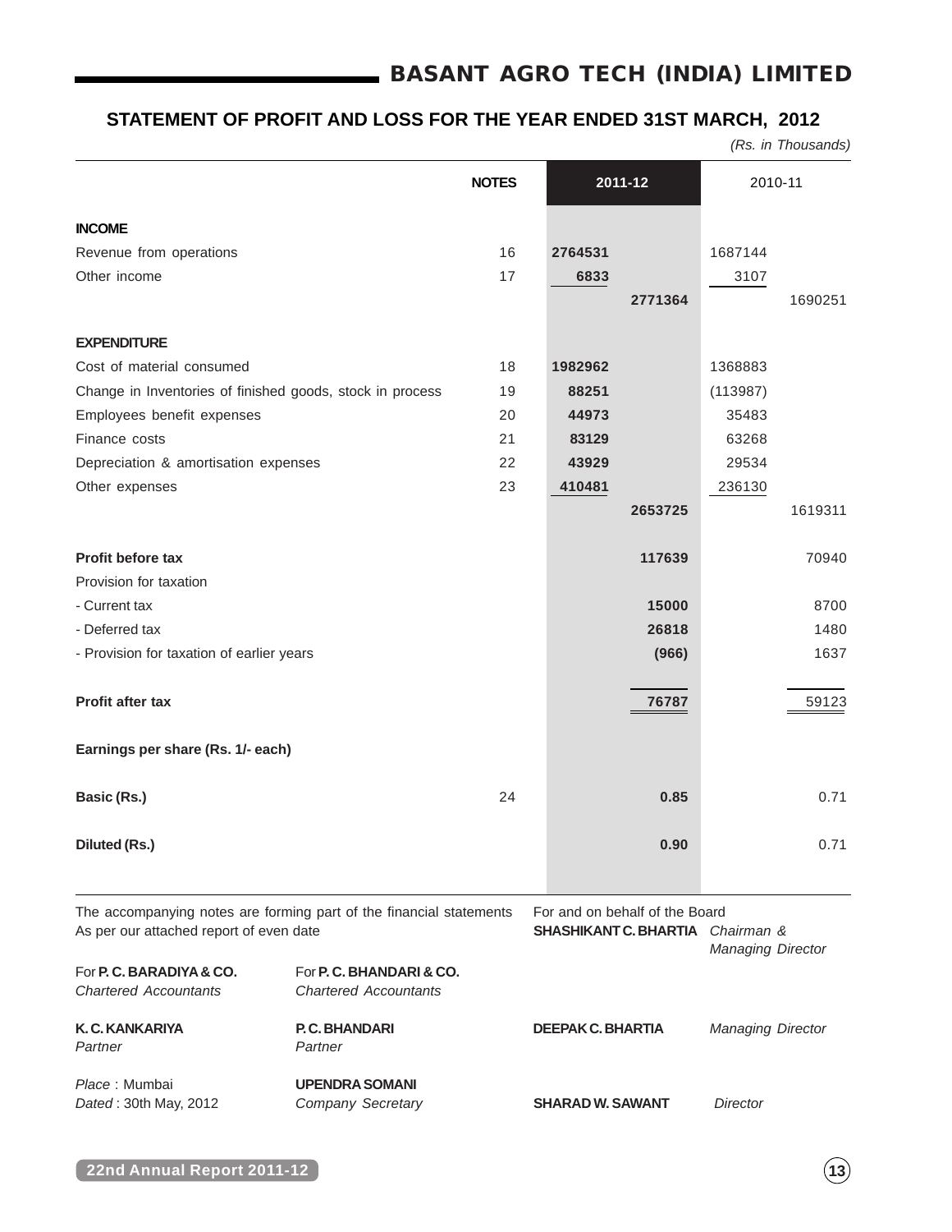# BASANT AGRO TECH (INDIA) LIMITED

## STATEMENT OF PROFIT AND LOSS FOR THE YEAR ENDED 31ST MARCH, 2012

*(Rs. in Thousands)*

| | NOTES | 2011-12 | | 2010-11 | |
|---|---|---|---|---|---|
| **INCOME** | | | | | |
| Revenue from operations | 16 | **2764531** | | 1687144 | |
| Other income | 17 | **6833** | | 3107 | |
| | | | **2771364** | | 1690251 |
| **EXPENDITURE** | | | | | |
| Cost of material consumed | 18 | **1982962** | | 1368883 | |
| Change in Inventories of finished goods, stock in process | 19 | **88251** | | (113987) | |
| Employees benefit expenses | 20 | **44973** | | 35483 | |
| Finance costs | 21 | **83129** | | 63268 | |
| Depreciation & amortisation expenses | 22 | **43929** | | 29534 | |
| Other expenses | 23 | **410481** | | 236130 | |
| | | | **2653725** | | 1619311 |
| **Profit before tax** | | | **117639** | | 70940 |
| Provision for taxation | | | | | |
| - Current tax | | | **15000** | | 8700 |
| - Deferred tax | | | **26818** | | 1480 |
| - Provision for taxation of earlier years | | | **(966)** | | 1637 |
| **Profit after tax** | | | **76787** | | 59123 |
| **Earnings per share (Rs. 1/- each)** | | | | | |
| **Basic (Rs.)** | 24 | | **0.85** | | 0.71 |
| **Diluted (Rs.)** | | | **0.90** | | 0.71 |

The accompanying notes are forming part of the financial statements
As per our attached report of even date

For and on behalf of the Board

**SHASHIKANT C. BHARTIA** *Chairman & Managing Director*

For **P. C. BARADIYA & CO.**
*Chartered Accountants*

For **P. C. BHANDARI & CO.**
*Chartered Accountants*

**K. C. KANKARIYA**
*Partner*

**P. C. BHANDARI**
*Partner*

**DEEPAK C. BHARTIA** *Managing Director*

*Place* : Mumbai
*Dated* : 30th May, 2012

**UPENDRA SOMANI**
*Company Secretary*

**SHARAD W. SAWANT** *Director*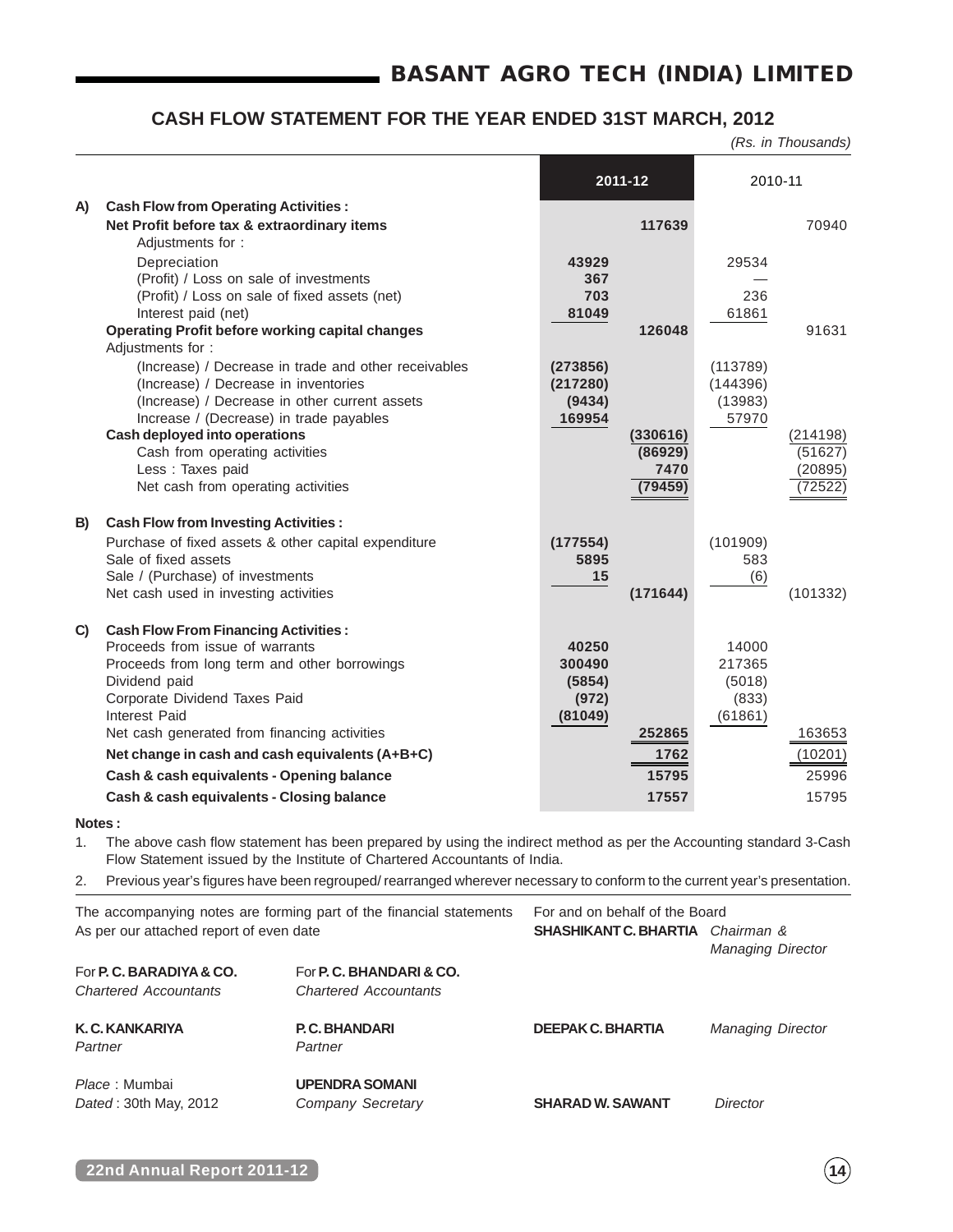# BASANT AGRO TECH (INDIA) LIMITED

## CASH FLOW STATEMENT FOR THE YEAR ENDED 31ST MARCH, 2012

*(Rs. in Thousands)*

| | | 2011-12 | | 2010-11 | |
|---|---|---|---|---|---|
| **A)** | **Cash Flow from Operating Activities :** | | | | |
| | **Net Profit before tax & extraordinary items** | | **117639** | | 70940 |
| | Adjustments for : | | | | |
| | Depreciation | **43929** | | 29534 | |
| | (Profit) / Loss on sale of investments | **367** | | — | |
| | (Profit) / Loss on sale of fixed assets (net) | **703** | | 236 | |
| | Interest paid (net) | **81049** | | 61861 | |
| | **Operating Profit before working capital changes** | | **126048** | | 91631 |
| | Adjustments for : | | | | |
| | (Increase) / Decrease in trade and other receivables | **(273856)** | | (113789) | |
| | (Increase) / Decrease in inventories | **(217280)** | | (144396) | |
| | (Increase) / Decrease in other current assets | **(9434)** | | (13983) | |
| | Increase / (Decrease) in trade payables | **169954** | | 57970 | |
| | **Cash deployed into operations** | | **(330616)** | | (214198) |
| | Cash from operating activities | | **(86929)** | | (51627) |
| | Less : Taxes paid | | **7470** | | (20895) |
| | Net cash from operating activities | | **(79459)** | | (72522) |
| **B)** | **Cash Flow from Investing Activities :** | | | | |
| | Purchase of fixed assets & other capital expenditure | **(177554)** | | (101909) | |
| | Sale of fixed assets | **5895** | | 583 | |
| | Sale / (Purchase) of investments | **15** | | (6) | |
| | Net cash used in investing activities | | **(171644)** | | (101332) |
| **C)** | **Cash Flow From Financing Activities :** | | | | |
| | Proceeds from issue of warrants | **40250** | | 14000 | |
| | Proceeds from long term and other borrowings | **300490** | | 217365 | |
| | Dividend paid | **(5854)** | | (5018) | |
| | Corporate Dividend Taxes Paid | **(972)** | | (833) | |
| | Interest Paid | **(81049)** | | (61861) | |
| | Net cash generated from financing activities | | **252865** | | 163653 |
| | **Net change in cash and cash equivalents (A+B+C)** | | **1762** | | (10201) |
| | **Cash & cash equivalents - Opening balance** | | **15795** | | 25996 |
| | **Cash & cash equivalents - Closing balance** | | **17557** | | 15795 |

**Notes :**

1. The above cash flow statement has been prepared by using the indirect method as per the Accounting standard 3-Cash Flow Statement issued by the Institute of Chartered Accountants of India.
2. Previous year's figures have been regrouped/ rearranged wherever necessary to conform to the current year's presentation.

The accompanying notes are forming part of the financial statements
As per our attached report of even date

For and on behalf of the Board
**SHASHIKANT C. BHARTIA** *Chairman & Managing Director*

For **P. C. BARADIYA & CO.**
*Chartered Accountants*

For **P. C. BHANDARI & CO.**
*Chartered Accountants*

**K. C. KANKARIYA**
*Partner*

**P. C. BHANDARI**
*Partner*

**DEEPAK C. BHARTIA** *Managing Director*

*Place* : Mumbai
*Dated* : 30th May, 2012

**UPENDRA SOMANI**
*Company Secretary*

**SHARAD W. SAWANT** *Director*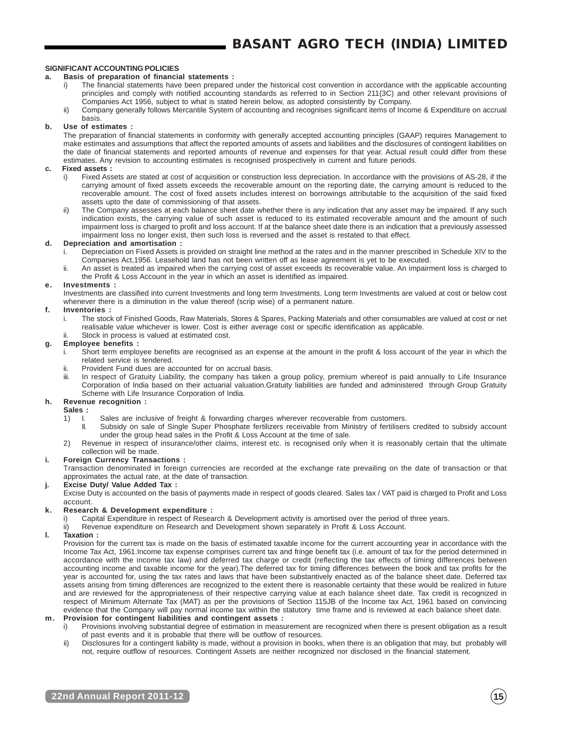## SIGNIFICANT ACCOUNTING POLICIES

**a. Basis of preparation of financial statements :**

i) The financial statements have been prepared under the historical cost convention in accordance with the applicable accounting principles and comply with notified accounting standards as referred to in Section 211(3C) and other relevant provisions of Companies Act 1956, subject to what is stated herein below, as adopted consistently by Company.

ii) Company generally follows Mercantile System of accounting and recognises significant items of Income & Expenditure on accrual basis.

**b. Use of estimates :**

The preparation of financial statements in conformity with generally accepted accounting principles (GAAP) requires Management to make estimates and assumptions that affect the reported amounts of assets and liabilities and the disclosures of contingent liabilities on the date of financial statements and reported amounts of revenue and expenses for that year. Actual result could differ from these estimates. Any revision to accounting estimates is recognised prospectively in current and future periods.

**c. Fixed assets :**

i) Fixed Assets are stated at cost of acquisition or construction less depreciation. In accordance with the provisions of AS-28, if the carrying amount of fixed assets exceeds the recoverable amount on the reporting date, the carrying amount is reduced to the recoverable amount. The cost of fixed assets includes interest on borrowings attributable to the acquisition of the said fixed assets upto the date of commissioning of that assets.

ii) The Company assesses at each balance sheet date whether there is any indication that any asset may be impaired. If any such indication exists, the carrying value of such asset is reduced to its estimated recoverable amount and the amount of such impairment loss is charged to profit and loss account. If at the balance sheet date there is an indication that a previously assessed impairment loss no longer exist, then such loss is reversed and the asset is restated to that effect.

**d. Depreciation and amortisation :**

i. Depreciation on Fixed Assets is provided on straight line method at the rates and in the manner prescribed in Schedule XIV to the Companies Act,1956. Leasehold land has not been written off as lease agreement is yet to be executed.

ii. An asset is treated as impaired when the carrying cost of asset exceeds its recoverable value. An impairment loss is charged to the Profit & Loss Account in the year in which an asset is identified as impaired.

**e. Investments :**

Investments are classified into current Investments and long term Investments. Long term Investments are valued at cost or below cost whenever there is a diminution in the value thereof (scrip wise) of a permanent nature.

**f. Inventories :**

i. The stock of Finished Goods, Raw Materials, Stores & Spares, Packing Materials and other consumables are valued at cost or net realisable value whichever is lower. Cost is either average cost or specific identification as applicable.

ii. Stock in process is valued at estimated cost.

**g. Employee benefits :**

i. Short term employee benefits are recognised as an expense at the amount in the profit & loss account of the year in which the related service is tendered.

ii. Provident Fund dues are accounted for on accrual basis.

iii. In respect of Gratuity Liability, the company has taken a group policy, premium whereof is paid annually to Life Insurance Corporation of India based on their actuarial valuation.Gratuity liabilities are funded and administered through Group Gratuity Scheme with Life Insurance Corporation of India.

**h. Revenue recognition :**

**Sales :**

1) I. Sales are inclusive of freight & forwarding charges wherever recoverable from customers.

II. Subsidy on sale of Single Super Phosphate fertilizers receivable from Ministry of fertilisers credited to subsidy account under the group head sales in the Profit & Loss Account at the time of sale.

2) Revenue in respect of insurance/other claims, interest etc. is recognised only when it is reasonably certain that the ultimate collection will be made.

**i. Foreign Currency Transactions :**

Transaction denominated in foreign currencies are recorded at the exchange rate prevailing on the date of transaction or that approximates the actual rate, at the date of transaction.

**j. Excise Duty/ Value Added Tax :**

Excise Duty is accounted on the basis of payments made in respect of goods cleared. Sales tax / VAT paid is charged to Profit and Loss account.

**k. Research & Development expenditure :**

i) Capital Expenditure in respect of Research & Development activity is amortised over the period of three years.

ii) Revenue expenditure on Research and Development shown separately in Profit & Loss Account.

**l. Taxation :**

Provision for the current tax is made on the basis of estimated taxable income for the current accounting year in accordance with the Income Tax Act, 1961.Income tax expense comprises current tax and fringe benefit tax (i.e. amount of tax for the period determined in accordance with the income tax law) and deferred tax charge or credit (reflecting the tax effects of timing differences between accounting income and taxable income for the year).The deferred tax for timing differences between the book and tax profits for the year is accounted for, using the tax rates and laws that have been substantively enacted as of the balance sheet date. Deferred tax assets arising from timing differences are recognized to the extent there is reasonable certainty that these would be realized in future and are reviewed for the appropriateness of their respective carrying value at each balance sheet date. Tax credit is recognized in respect of Minimum Alternate Tax (MAT) as per the provisions of Section 115JB of the Income tax Act, 1961 based on convincing evidence that the Company will pay normal income tax within the statutory time frame and is reviewed at each balance sheet date.

**m. Provision for contingent liabilities and contingent assets :**

i) Provisions involving substantial degree of estimation in measurement are recognized when there is present obligation as a result of past events and it is probable that there will be outflow of resources.

ii) Disclosures for a contingent liability is made, without a provision in books, when there is an obligation that may, but probably will not, require outflow of resources. Contingent Assets are neither recognized nor disclosed in the financial statement.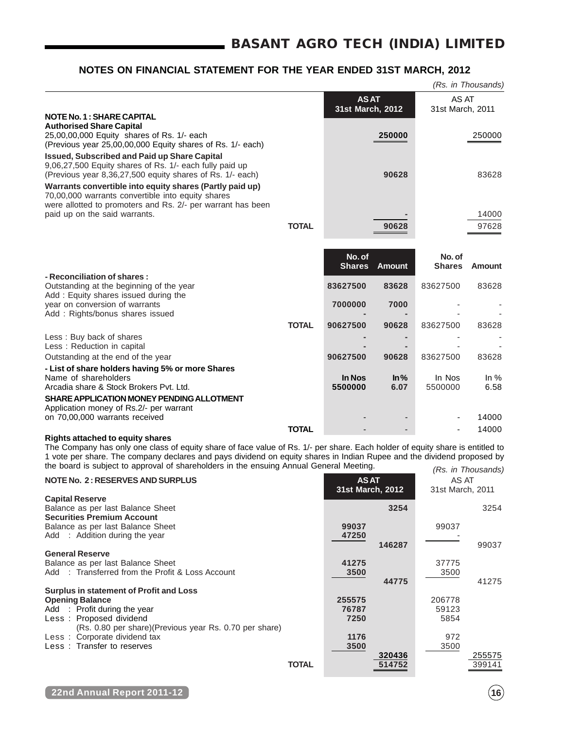## NOTES ON FINANCIAL STATEMENT FOR THE YEAR ENDED 31ST MARCH, 2012

*(Rs. in Thousands)*

| | | AS AT 31st March, 2012 | AS AT 31st March, 2011 |
|---|---|---|---|
| **NOTE No. 1 : SHARE CAPITAL** | | | |
| **Authorised Share Capital** | | | |
| 25,00,00,000 Equity shares of Rs. 1/- each (Previous year 25,00,00,000 Equity shares of Rs. 1/- each) | | **250000** | 250000 |
| **Issued, Subscribed and Paid up Share Capital** | | | |
| 9,06,27,500 Equity shares of Rs. 1/- each fully paid up (Previous year 8,36,27,500 equity shares of Rs. 1/- each) | | **90628** | 83628 |
| **Warrants convertible into equity shares (Partly paid up)** | | | |
| 70,00,000 warrants convertible into equity shares were allotted to promoters and Rs. 2/- per warrant has been paid up on the said warrants. | | **-** | 14000 |
| | **TOTAL** | **90628** | 97628 |

| | | No. of Shares | Amount | No. of Shares | Amount |
|---|---|---|---|---|---|
| **- Reconciliation of shares :** | | | | | |
| Outstanding at the beginning of the year | | **83627500** | **83628** | 83627500 | 83628 |
| Add : Equity shares issued during the year on conversion of warrants | | **7000000** | **7000** | - | - |
| Add : Rights/bonus shares issued | | **-** | **-** | - | - |
| | **TOTAL** | **90627500** | **90628** | 83627500 | 83628 |
| Less : Buy back of shares | | **-** | **-** | - | - |
| Less : Reduction in capital | | **-** | **-** | - | - |
| Outstanding at the end of the year | | **90627500** | **90628** | 83627500 | 83628 |
| **- List of share holders having 5% or more Shares** | | | | | |
| Name of shareholders | | **In Nos** | **In%** | In Nos | In % |
| Arcadia share & Stock Brokers Pvt. Ltd. | | **5500000** | **6.07** | 5500000 | 6.58 |
| **SHARE APPLICATION MONEY PENDING ALLOTMENT** | | | | | |
| Application money of Rs.2/- per warrant on 70,00,000 warrants received | | - | - | - | 14000 |
| | **TOTAL** | - | - | - | 14000 |

**Rights attached to equity shares**

The Company has only one class of equity share of face value of Rs. 1/- per share. Each holder of equity share is entitled to 1 vote per share. The company declares and pays dividend on equity shares in Indian Rupee and the dividend proposed by the board is subject to approval of shareholders in the ensuing Annual General Meeting.

*(Rs. in Thousands)*

| **NOTE No. 2 : RESERVES AND SURPLUS** | | AS AT 31st March, 2012 | | AS AT 31st March, 2011 | |
|---|---|---|---|---|---|
| **Capital Reserve** | | | | | |
| Balance as per last Balance Sheet | | | **3254** | | 3254 |
| **Securities Premium Account** | | | | | |
| Balance as per last Balance Sheet | | **99037** | | 99037 | |
| Add : Addition during the year | | **47250** | | - | |
| | | | **146287** | | 99037 |
| **General Reserve** | | | | | |
| Balance as per last Balance Sheet | | **41275** | | 37775 | |
| Add : Transferred from the Profit & Loss Account | | **3500** | | 3500 | |
| | | | **44775** | | 41275 |
| **Surplus in statement of Profit and Loss** | | | | | |
| **Opening Balance** | | **255575** | | 206778 | |
| Add : Profit during the year | | **76787** | | 59123 | |
| Less : Proposed dividend (Rs. 0.80 per share)(Previous year Rs. 0.70 per share) | | **7250** | | 5854 | |
| Less : Corporate dividend tax | | **1176** | | 972 | |
| Less : Transfer to reserves | | **3500** | | 3500 | |
| | | | **320436** | | 255575 |
| | **TOTAL** | | **514752** | | 399141 |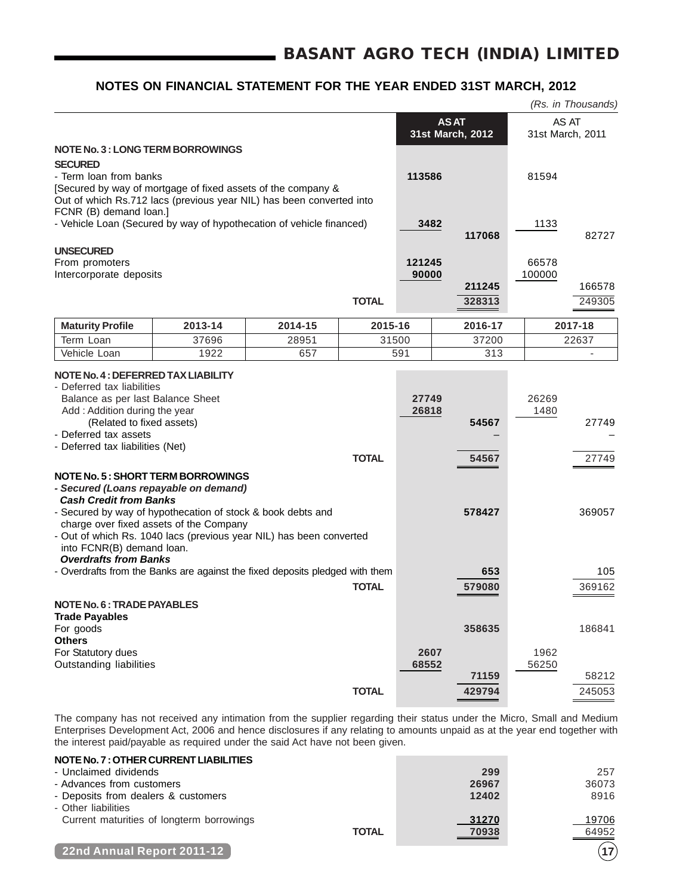## NOTES ON FINANCIAL STATEMENT FOR THE YEAR ENDED 31ST MARCH, 2012

*(Rs. in Thousands)*

| | AS AT 31st March, 2012 | | AS AT 31st March, 2011 | |
|---|---|---|---|---|
| **NOTE No. 3 : LONG TERM BORROWINGS** | | | | |
| **SECURED** | | | | |
| - Term loan from banks | 113586 | | 81594 | |
| [Secured by way of mortgage of fixed assets of the company & Out of which Rs.712 lacs (previous year NIL) has been converted into FCNR (B) demand loan.] | | | | |
| - Vehicle Loan (Secured by way of hypothecation of vehicle financed) | 3482 | 117068 | 1133 | 82727 |
| **UNSECURED** | | | | |
| From promoters | 121245 | | 66578 | |
| Intercorporate deposits | 90000 | 211245 | 100000 | 166578 |
| **TOTAL** | | 328313 | | 249305 |

| Maturity Profile | 2013-14 | 2014-15 | 2015-16 | 2016-17 | 2017-18 |
|---|---|---|---|---|---|
| Term Loan | 37696 | 28951 | 31500 | 37200 | 22637 |
| Vehicle Loan | 1922 | 657 | 591 | 313 | - |

| | AS AT 31st March, 2012 | | AS AT 31st March, 2011 | |
|---|---|---|---|---|
| **NOTE No. 4 : DEFERRED TAX LIABILITY** | | | | |
| - Deferred tax liabilities | | | | |
| Balance as per last Balance Sheet | 27749 | | 26269 | |
| Add : Addition during the year (Related to fixed assets) | 26818 | 54567 | 1480 | 27749 |
| - Deferred tax assets | | – | | – |
| - Deferred tax liabilities (Net) | | | | |
| **TOTAL** | | 54567 | | 27749 |
| **NOTE No. 5 : SHORT TERM BORROWINGS** | | | | |
| ***- Secured (Loans repayable on demand)*** | | | | |
| ***Cash Credit from Banks*** | | | | |
| - Secured by way of hypothecation of stock & book debts and charge over fixed assets of the Company | | 578427 | | 369057 |
| - Out of which Rs. 1040 lacs (previous year NIL) has been converted into FCNR(B) demand loan. | | | | |
| ***Overdrafts from Banks*** | | | | |
| - Overdrafts from the Banks are against the fixed deposits pledged with them | | 653 | | 105 |
| **TOTAL** | | 579080 | | 369162 |
| **NOTE No. 6 : TRADE PAYABLES** | | | | |
| **Trade Payables** | | | | |
| For goods | | 358635 | | 186841 |
| **Others** | | | | |
| For Statutory dues | 2607 | | 1962 | |
| Outstanding liabilities | 68552 | 71159 | 56250 | 58212 |
| **TOTAL** | | 429794 | | 245053 |

The company has not received any intimation from the supplier regarding their status under the Micro, Small and Medium Enterprises Development Act, 2006 and hence disclosures if any relating to amounts unpaid as at the year end together with the interest paid/payable as required under the said Act have not been given.

| | AS AT 31st March, 2012 | AS AT 31st March, 2011 |
|---|---|---|
| **NOTE No. 7 : OTHER CURRENT LIABILITIES** | | |
| - Unclaimed dividends | 299 | 257 |
| - Advances from customers | 26967 | 36073 |
| - Deposits from dealers & customers | 12402 | 8916 |
| - Other liabilities | | |
| Current maturities of longterm borrowings | 31270 | 19706 |
| **TOTAL** | 70938 | 64952 |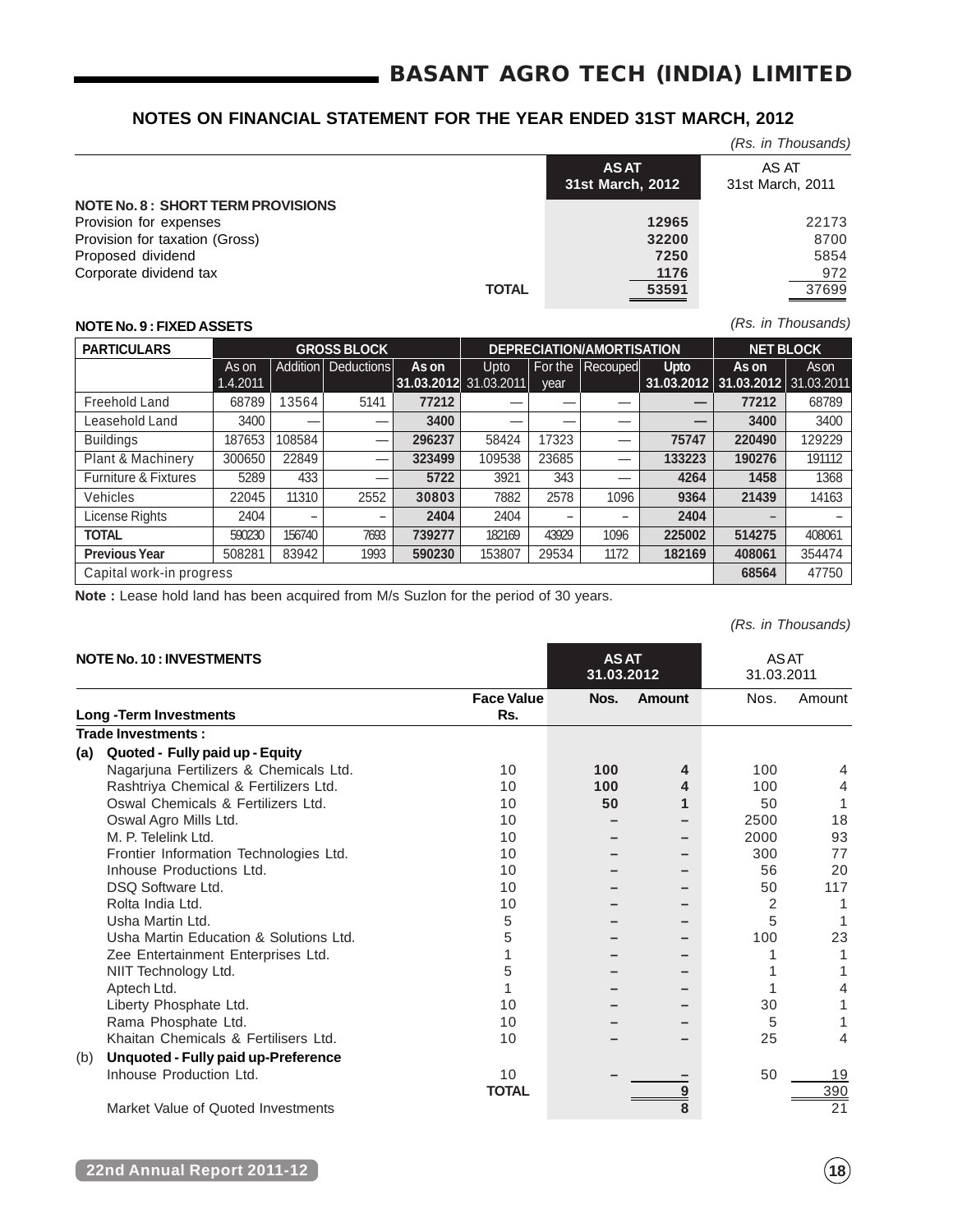## NOTES ON FINANCIAL STATEMENT FOR THE YEAR ENDED 31ST MARCH, 2012

*(Rs. in Thousands)*

| | AS AT 31st March, 2012 | AS AT 31st March, 2011 |
|---|---|---|
| **NOTE No. 8 : SHORT TERM PROVISIONS** | | |
| Provision for expenses | 12965 | 22173 |
| Provision for taxation (Gross) | 32200 | 8700 |
| Proposed dividend | 7250 | 5854 |
| Corporate dividend tax | 1176 | 972 |
| **TOTAL** | 53591 | 37699 |

### NOTE No. 9 : FIXED ASSETS

*(Rs. in Thousands)*

| PARTICULARS | GROSS BLOCK | | | | DEPRECIATION/AMORTISATION | | | | NET BLOCK | |
|---|---|---|---|---|---|---|---|---|---|---|
| | As on 1.4.2011 | Addition | Deductions | As on 31.03.2012 | Upto 31.03.2011 | For the year | Recouped | Upto 31.03.2012 | As on 31.03.2012 | As on 31.03.2011 |
| Freehold Land | 68789 | 13564 | 5141 | 77212 | — | — | — | — | 77212 | 68789 |
| Leasehold Land | 3400 | — | — | 3400 | — | — | — | — | 3400 | 3400 |
| Buildings | 187653 | 108584 | — | 296237 | 58424 | 17323 | — | 75747 | 220490 | 129229 |
| Plant & Machinery | 300650 | 22849 | — | 323499 | 109538 | 23685 | — | 133223 | 190276 | 191112 |
| Furniture & Fixtures | 5289 | 433 | — | 5722 | 3921 | 343 | — | 4264 | 1458 | 1368 |
| Vehicles | 22045 | 11310 | 2552 | 30803 | 7882 | 2578 | 1096 | 9364 | 21439 | 14163 |
| License Rights | 2404 | – | – | 2404 | 2404 | – | – | 2404 | – | – |
| **TOTAL** | 590230 | 156740 | 7693 | 739277 | 182169 | 43929 | 1096 | 225002 | 514275 | 408061 |
| **Previous Year** | 508281 | 83942 | 1993 | 590230 | 153807 | 29534 | 1172 | 182169 | 408061 | 354474 |
| Capital work-in progress | | | | | | | | | 68564 | 47750 |

**Note :** Lease hold land has been acquired from M/s Suzlon for the period of 30 years.

*(Rs. in Thousands)*

### NOTE No. 10 : INVESTMENTS

| | Face Value Rs. | AS AT 31.03.2012 Nos. | AS AT 31.03.2012 Amount | AS AT 31.03.2011 Nos. | AS AT 31.03.2011 Amount |
|---|---|---|---|---|---|
| **Long -Term Investments** | | | | | |
| **Trade Investments :** | | | | | |
| **(a) Quoted - Fully paid up - Equity** | | | | | |
| Nagarjuna Fertilizers & Chemicals Ltd. | 10 | 100 | 4 | 100 | 4 |
| Rashtriya Chemical & Fertilizers Ltd. | 10 | 100 | 4 | 100 | 4 |
| Oswal Chemicals & Fertilizers Ltd. | 10 | 50 | 1 | 50 | 1 |
| Oswal Agro Mills Ltd. | 10 | – | – | 2500 | 18 |
| M. P. Telelink Ltd. | 10 | – | – | 2000 | 93 |
| Frontier Information Technologies Ltd. | 10 | – | – | 300 | 77 |
| Inhouse Productions Ltd. | 10 | – | – | 56 | 20 |
| DSQ Software Ltd. | 10 | – | – | 50 | 117 |
| Rolta India Ltd. | 10 | – | – | 2 | 1 |
| Usha Martin Ltd. | 5 | – | – | 5 | 1 |
| Usha Martin Education & Solutions Ltd. | 5 | – | – | 100 | 23 |
| Zee Entertainment Enterprises Ltd. | 1 | – | – | 1 | 1 |
| NIIT Technology Ltd. | 5 | – | – | 1 | 1 |
| Aptech Ltd. | 1 | – | – | 1 | 4 |
| Liberty Phosphate Ltd. | 10 | – | – | 30 | 1 |
| Rama Phosphate Ltd. | 10 | – | – | 5 | 1 |
| Khaitan Chemicals & Fertilisers Ltd. | 10 | – | – | 25 | 4 |
| **(b) Unquoted - Fully paid up-Preference** | | | | | |
| Inhouse Production Ltd. | 10 | – | – | 50 | 19 |
| | **TOTAL** | | 9 | | 390 |
| Market Value of Quoted Investments | | | 8 | | 21 |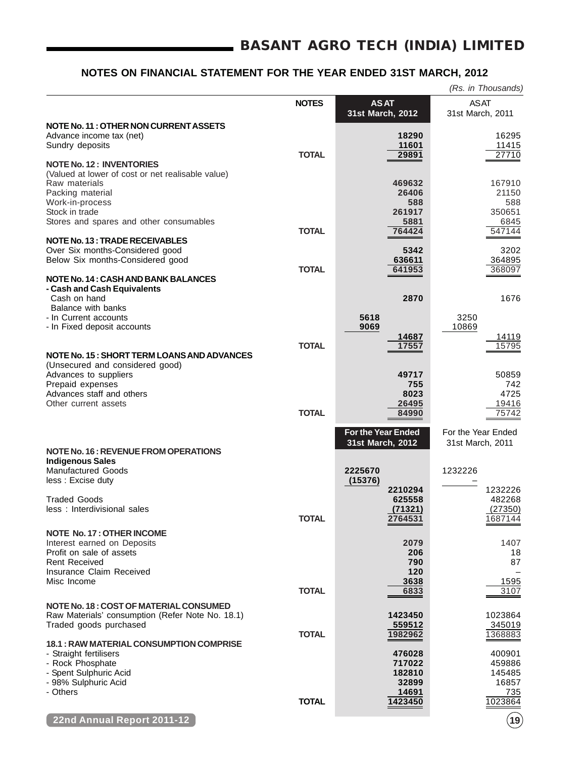## NOTES ON FINANCIAL STATEMENT FOR THE YEAR ENDED 31ST MARCH, 2012

*(Rs. in Thousands)*

| | NOTES | | AS AT 31st March, 2012 | | AS AT 31st March, 2011 |
|---|---|---|---|---|---|
| **NOTE No. 11 : OTHER NON CURRENT ASSETS** | | | | | |
| Advance income tax (net) | | | 18290 | | 16295 |
| Sundry deposits | | | 11601 | | 11415 |
| | TOTAL | | 29891 | | 27710 |
| **NOTE No. 12 : INVENTORIES** | | | | | |
| (Valued at lower of cost or net realisable value) | | | | | |
| Raw materials | | | 469632 | | 167910 |
| Packing material | | | 26406 | | 21150 |
| Work-in-process | | | 588 | | 588 |
| Stock in trade | | | 261917 | | 350651 |
| Stores and spares and other consumables | | | 5881 | | 6845 |
| | TOTAL | | 764424 | | 547144 |
| **NOTE No. 13 : TRADE RECEIVABLES** | | | | | |
| Over Six months-Considered good | | | 5342 | | 3202 |
| Below Six months-Considered good | | | 636611 | | 364895 |
| | TOTAL | | 641953 | | 368097 |
| **NOTE No. 14 : CASH AND BANK BALANCES** | | | | | |
| **- Cash and Cash Equivalents** | | | | | |
| Cash on hand | | | 2870 | | 1676 |
| Balance with banks | | | | | |
| - In Current accounts | | 5618 | | 3250 | |
| - In Fixed deposit accounts | | 9069 | | 10869 | |
| | | | 14687 | | 14119 |
| | TOTAL | | 17557 | | 15795 |
| **NOTE No. 15 : SHORT TERM LOANS AND ADVANCES** | | | | | |
| (Unsecured and considered good) | | | | | |
| Advances to suppliers | | | 49717 | | 50859 |
| Prepaid expenses | | | 755 | | 742 |
| Advances staff and others | | | 8023 | | 4725 |
| Other current assets | | | 26495 | | 19416 |
| | TOTAL | | 84990 | | 75742 |

| | NOTES | | For the Year Ended 31st March, 2012 | | For the Year Ended 31st March, 2011 |
|---|---|---|---|---|---|
| **NOTE No. 16 : REVENUE FROM OPERATIONS** | | | | | |
| **Indigenous Sales** | | | | | |
| Manufactured Goods | | 2225670 | | 1232226 | |
| less : Excise duty | | (15376) | | – | |
| | | | 2210294 | | 1232226 |
| Traded Goods | | | 625558 | | 482268 |
| less : Interdivisional sales | | | (71321) | | (27350) |
| | TOTAL | | 2764531 | | 1687144 |
| **NOTE No. 17 : OTHER INCOME** | | | | | |
| Interest earned on Deposits | | | 2079 | | 1407 |
| Profit on sale of assets | | | 206 | | 18 |
| Rent Received | | | 790 | | 87 |
| Insurance Claim Received | | | 120 | | – |
| Misc Income | | | 3638 | | 1595 |
| | TOTAL | | 6833 | | 3107 |
| **NOTE No. 18 : COST OF MATERIAL CONSUMED** | | | | | |
| Raw Materials' consumption (Refer Note No. 18.1) | | | 1423450 | | 1023864 |
| Traded goods purchased | | | 559512 | | 345019 |
| | TOTAL | | 1982962 | | 1368883 |
| **18.1 : RAW MATERIAL CONSUMPTION COMPRISE** | | | | | |
| - Straight fertilisers | | | 476028 | | 400901 |
| - Rock Phosphate | | | 717022 | | 459886 |
| - Spent Sulphuric Acid | | | 182810 | | 145485 |
| - 98% Sulphuric Acid | | | 32899 | | 16857 |
| - Others | | | 14691 | | 735 |
| | TOTAL | | 1423450 | | 1023864 |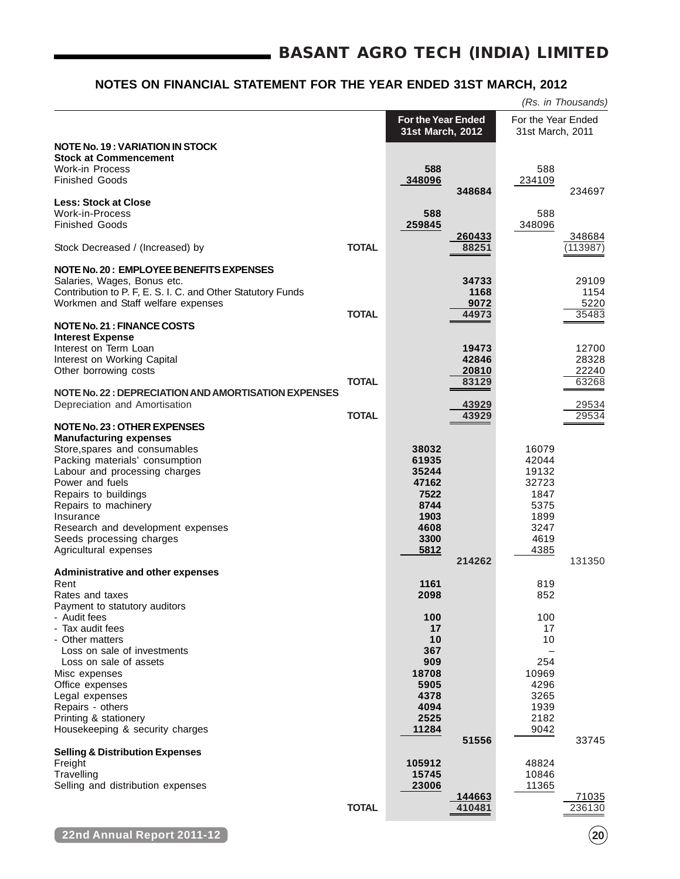## NOTES ON FINANCIAL STATEMENT FOR THE YEAR ENDED 31ST MARCH, 2012

*(Rs. in Thousands)*

| | | For the Year Ended 31st March, 2012 | | For the Year Ended 31st March, 2011 | |
|---|---|---|---|---|---|
| **NOTE No. 19 : VARIATION IN STOCK** | | | | | |
| **Stock at Commencement** | | | | | |
| Work-in Process | | 588 | | 588 | |
| Finished Goods | | 348096 | | 234109 | |
| | | | 348684 | | 234697 |
| **Less: Stock at Close** | | | | | |
| Work-in-Process | | 588 | | 588 | |
| Finished Goods | | 259845 | | 348096 | |
| | | | 260433 | | 348684 |
| Stock Decreased / (Increased) by | **TOTAL** | | 88251 | | (113987) |
| **NOTE No. 20 : EMPLOYEE BENEFITS EXPENSES** | | | | | |
| Salaries, Wages, Bonus etc. | | | 34733 | | 29109 |
| Contribution to P. F, E. S. I. C. and Other Statutory Funds | | | 1168 | | 1154 |
| Workmen and Staff welfare expenses | | | 9072 | | 5220 |
| | **TOTAL** | | 44973 | | 35483 |
| **NOTE No. 21 : FINANCE COSTS** | | | | | |
| **Interest Expense** | | | | | |
| Interest on Term Loan | | | 19473 | | 12700 |
| Interest on Working Capital | | | 42846 | | 28328 |
| Other borrowing costs | | | 20810 | | 22240 |
| | **TOTAL** | | 83129 | | 63268 |
| **NOTE No. 22 : DEPRECIATION AND AMORTISATION EXPENSES** | | | | | |
| Depreciation and Amortisation | | | 43929 | | 29534 |
| | **TOTAL** | | 43929 | | 29534 |
| **NOTE No. 23 : OTHER EXPENSES** | | | | | |
| **Manufacturing expenses** | | | | | |
| Store,spares and consumables | | 38032 | | 16079 | |
| Packing materials' consumption | | 61935 | | 42044 | |
| Labour and processing charges | | 35244 | | 19132 | |
| Power and fuels | | 47162 | | 32723 | |
| Repairs to buildings | | 7522 | | 1847 | |
| Repairs to machinery | | 8744 | | 5375 | |
| Insurance | | 1903 | | 1899 | |
| Research and development expenses | | 4608 | | 3247 | |
| Seeds processing charges | | 3300 | | 4619 | |
| Agricultural expenses | | 5812 | | 4385 | |
| | | | 214262 | | 131350 |
| **Administrative and other expenses** | | | | | |
| Rent | | 1161 | | 819 | |
| Rates and taxes | | 2098 | | 852 | |
| Payment to statutory auditors | | | | | |
| - Audit fees | | 100 | | 100 | |
| - Tax audit fees | | 17 | | 17 | |
| - Other matters | | 10 | | 10 | |
| Loss on sale of investments | | 367 | | – | |
| Loss on sale of assets | | 909 | | 254 | |
| Misc expenses | | 18708 | | 10969 | |
| Office expenses | | 5905 | | 4296 | |
| Legal expenses | | 4378 | | 3265 | |
| Repairs - others | | 4094 | | 1939 | |
| Printing & stationery | | 2525 | | 2182 | |
| Housekeeping & security charges | | 11284 | | 9042 | |
| | | | 51556 | | 33745 |
| **Selling & Distribution Expenses** | | | | | |
| Freight | | 105912 | | 48824 | |
| Travelling | | 15745 | | 10846 | |
| Selling and distribution expenses | | 23006 | | 11365 | |
| | | | 144663 | | 71035 |
| | **TOTAL** | | 410481 | | 236130 |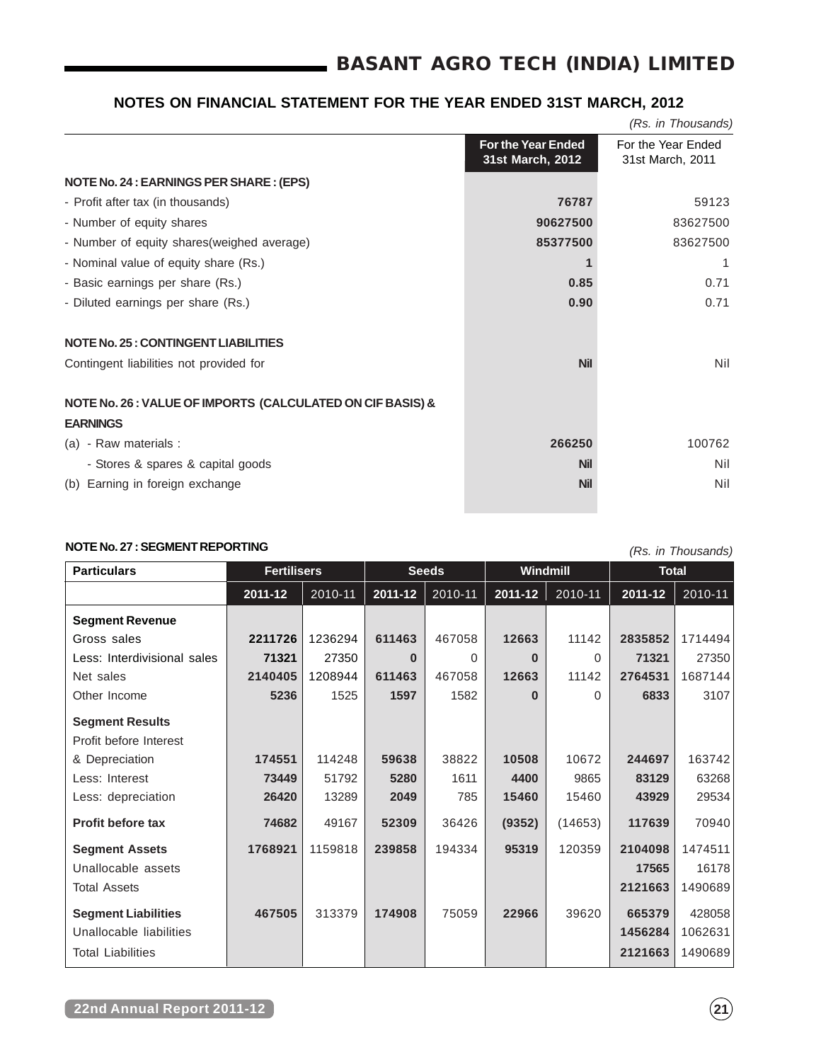## NOTES ON FINANCIAL STATEMENT FOR THE YEAR ENDED 31ST MARCH, 2012

*(Rs. in Thousands)*

| | For the Year Ended 31st March, 2012 | For the Year Ended 31st March, 2011 |
|---|---|---|
| **NOTE No. 24 : EARNINGS PER SHARE : (EPS)** | | |
| - Profit after tax (in thousands) | **76787** | 59123 |
| - Number of equity shares | **90627500** | 83627500 |
| - Number of equity shares(weighed average) | **85377500** | 83627500 |
| - Nominal value of equity share (Rs.) | **1** | 1 |
| - Basic earnings per share (Rs.) | **0.85** | 0.71 |
| - Diluted earnings per share (Rs.) | **0.90** | 0.71 |
| **NOTE No. 25 : CONTINGENT LIABILITIES** | | |
| Contingent liabilities not provided for | **Nil** | Nil |
| **NOTE No. 26 : VALUE OF IMPORTS (CALCULATED ON CIF BASIS) & EARNINGS** | | |
| (a) - Raw materials : | **266250** | 100762 |
| - Stores & spares & capital goods | **Nil** | Nil |
| (b) Earning in foreign exchange | **Nil** | Nil |

### NOTE No. 27 : SEGMENT REPORTING

*(Rs. in Thousands)*

| Particulars | Fertilisers | | Seeds | | Windmill | | Total | |
|---|---|---|---|---|---|---|---|---|
| | **2011-12** | 2010-11 | **2011-12** | 2010-11 | **2011-12** | 2010-11 | **2011-12** | 2010-11 |
| **Segment Revenue** | | | | | | | | |
| Gross sales | **2211726** | 1236294 | **611463** | 467058 | **12663** | 11142 | **2835852** | 1714494 |
| Less: Interdivisional sales | **71321** | 27350 | **0** | 0 | **0** | 0 | **71321** | 27350 |
| Net sales | **2140405** | 1208944 | **611463** | 467058 | **12663** | 11142 | **2764531** | 1687144 |
| Other Income | **5236** | 1525 | **1597** | 1582 | **0** | 0 | **6833** | 3107 |
| **Segment Results** | | | | | | | | |
| Profit before Interest & Depreciation | **174551** | 114248 | **59638** | 38822 | **10508** | 10672 | **244697** | 163742 |
| Less: Interest | **73449** | 51792 | **5280** | 1611 | **4400** | 9865 | **83129** | 63268 |
| Less: depreciation | **26420** | 13289 | **2049** | 785 | **15460** | 15460 | **43929** | 29534 |
| **Profit before tax** | **74682** | 49167 | **52309** | 36426 | **(9352)** | (14653) | **117639** | 70940 |
| **Segment Assets** | **1768921** | 1159818 | **239858** | 194334 | **95319** | 120359 | **2104098** | 1474511 |
| Unallocable assets | | | | | | | **17565** | 16178 |
| Total Assets | | | | | | | **2121663** | 1490689 |
| **Segment Liabilities** | **467505** | 313379 | **174908** | 75059 | **22966** | 39620 | **665379** | 428058 |
| Unallocable liabilities | | | | | | | **1456284** | 1062631 |
| Total Liabilities | | | | | | | **2121663** | 1490689 |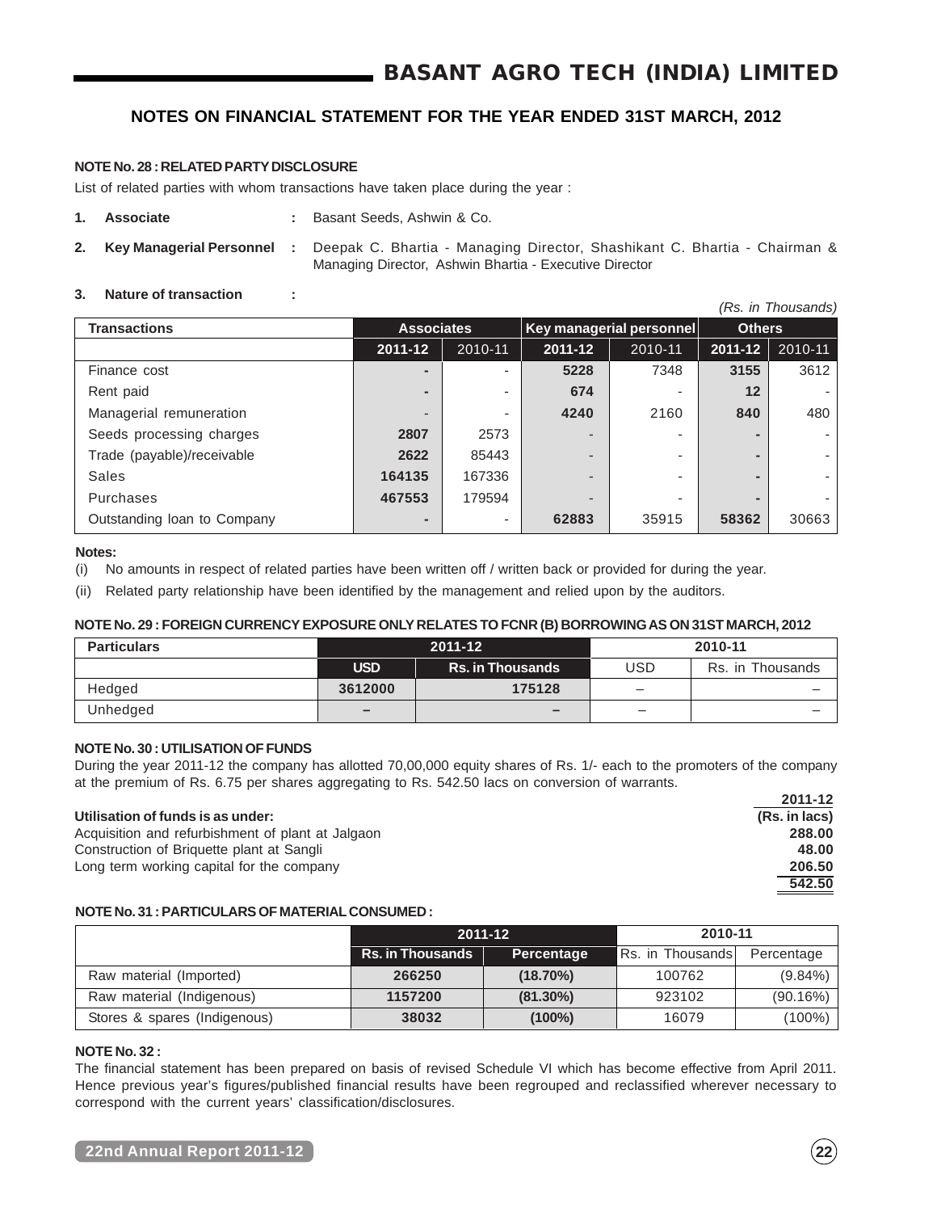## NOTES ON FINANCIAL STATEMENT FOR THE YEAR ENDED 31ST MARCH, 2012

### NOTE No. 28 : RELATED PARTY DISCLOSURE

List of related parties with whom transactions have taken place during the year :

1. **Associate** : Basant Seeds, Ashwin & Co.
2. **Key Managerial Personnel** : Deepak C. Bhartia - Managing Director, Shashikant C. Bhartia - Chairman & Managing Director, Ashwin Bhartia - Executive Director
3. **Nature of transaction** :

*(Rs. in Thousands)*

| Transactions | Associates | | Key managerial personnel | | Others | |
|---|---|---|---|---|---|---|
| | 2011-12 | 2010-11 | 2011-12 | 2010-11 | 2011-12 | 2010-11 |
| Finance cost | - | - | 5228 | 7348 | 3155 | 3612 |
| Rent paid | - | - | 674 | - | 12 | - |
| Managerial remuneration | - | - | 4240 | 2160 | 840 | 480 |
| Seeds processing charges | 2807 | 2573 | - | - | - | - |
| Trade (payable)/receivable | 2622 | 85443 | - | - | - | - |
| Sales | 164135 | 167336 | - | - | - | - |
| Purchases | 467553 | 179594 | - | - | - | - |
| Outstanding loan to Company | - | - | 62883 | 35915 | 58362 | 30663 |

**Notes:**

(i) No amounts in respect of related parties have been written off / written back or provided for during the year.

(ii) Related party relationship have been identified by the management and relied upon by the auditors.

### NOTE No. 29 : FOREIGN CURRENCY EXPOSURE ONLY RELATES TO FCNR (B) BORROWING AS ON 31ST MARCH, 2012

| Particulars | 2011-12 | | 2010-11 | |
|---|---|---|---|---|
| | USD | Rs. in Thousands | USD | Rs. in Thousands |
| Hedged | 3612000 | 175128 | – | – |
| Unhedged | – | – | – | – |

### NOTE No. 30 : UTILISATION OF FUNDS

During the year 2011-12 the company has allotted 70,00,000 equity shares of Rs. 1/- each to the promoters of the company at the premium of Rs. 6.75 per shares aggregating to Rs. 542.50 lacs on conversion of warrants.

| Utilisation of funds is as under: | 2011-12 (Rs. in lacs) |
|---|---|
| Acquisition and refurbishment of plant at Jalgaon | 288.00 |
| Construction of Briquette plant at Sangli | 48.00 |
| Long term working capital for the company | 206.50 |
| | 542.50 |

### NOTE No. 31 : PARTICULARS OF MATERIAL CONSUMED :

| | 2011-12 | | 2010-11 | |
|---|---|---|---|---|
| | Rs. in Thousands | Percentage | Rs. in Thousands | Percentage |
| Raw material (Imported) | 266250 | (18.70%) | 100762 | (9.84%) |
| Raw material (Indigenous) | 1157200 | (81.30%) | 923102 | (90.16%) |
| Stores & spares (Indigenous) | 38032 | (100%) | 16079 | (100%) |

### NOTE No. 32 :

The financial statement has been prepared on basis of revised Schedule VI which has become effective from April 2011. Hence previous year's figures/published financial results have been regrouped and reclassified wherever necessary to correspond with the current years' classification/disclosures.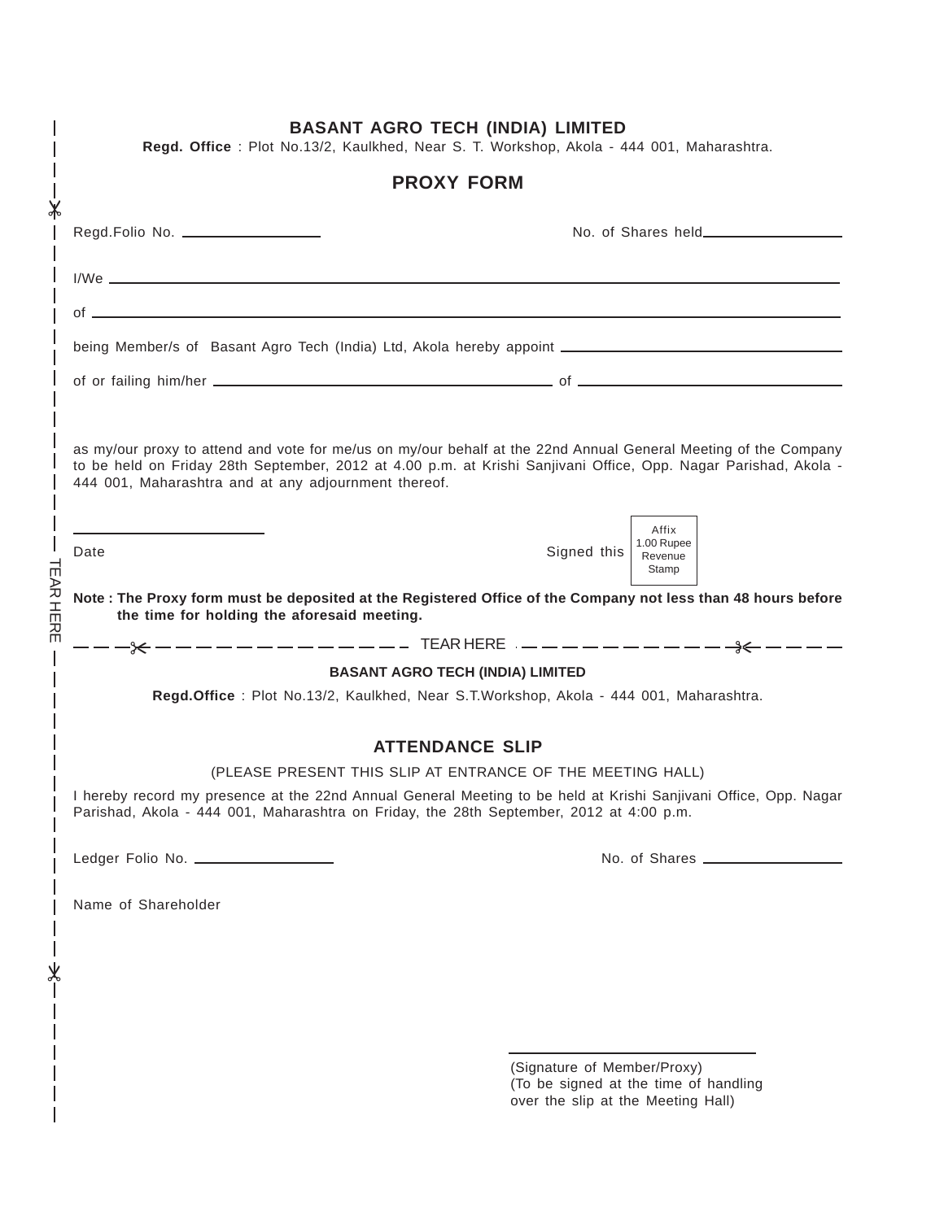**BASANT AGRO TECH (INDIA) LIMITED**

**Regd. Office** : Plot No.13/2, Kaulkhed, Near S. T. Workshop, Akola - 444 001, Maharashtra.

## PROXY FORM

Regd.Folio No. ________________ No. of Shares held________________

I/We ________________________________________________

of ________________________________________________

being Member/s of Basant Agro Tech (India) Ltd, Akola hereby appoint ________________________

of or failing him/her ________________________ of ________________________

as my/our proxy to attend and vote for me/us on my/our behalf at the 22nd Annual General Meeting of the Company to be held on Friday 28th September, 2012 at 4.00 p.m. at Krishi Sanjivani Office, Opp. Nagar Parishad, Akola - 444 001, Maharashtra and at any adjournment thereof.

________________________

Date Signed this [Affix 1.00 Rupee Revenue Stamp]

**Note : The Proxy form must be deposited at the Registered Office of the Company not less than 48 hours before the time for holding the aforesaid meeting.**

- - - - - - - - - - - - - - - - TEAR HERE - - - - - - - - - - - - - - - -

**BASANT AGRO TECH (INDIA) LIMITED**

**Regd.Office** : Plot No.13/2, Kaulkhed, Near S.T.Workshop, Akola - 444 001, Maharashtra.

## ATTENDANCE SLIP

(PLEASE PRESENT THIS SLIP AT ENTRANCE OF THE MEETING HALL)

I hereby record my presence at the 22nd Annual General Meeting to be held at Krishi Sanjivani Office, Opp. Nagar Parishad, Akola - 444 001, Maharashtra on Friday, the 28th September, 2012 at 4:00 p.m.

Ledger Folio No. ________________ No. of Shares ________________

Name of Shareholder

________________________

(Signature of Member/Proxy)
(To be signed at the time of handling over the slip at the Meeting Hall)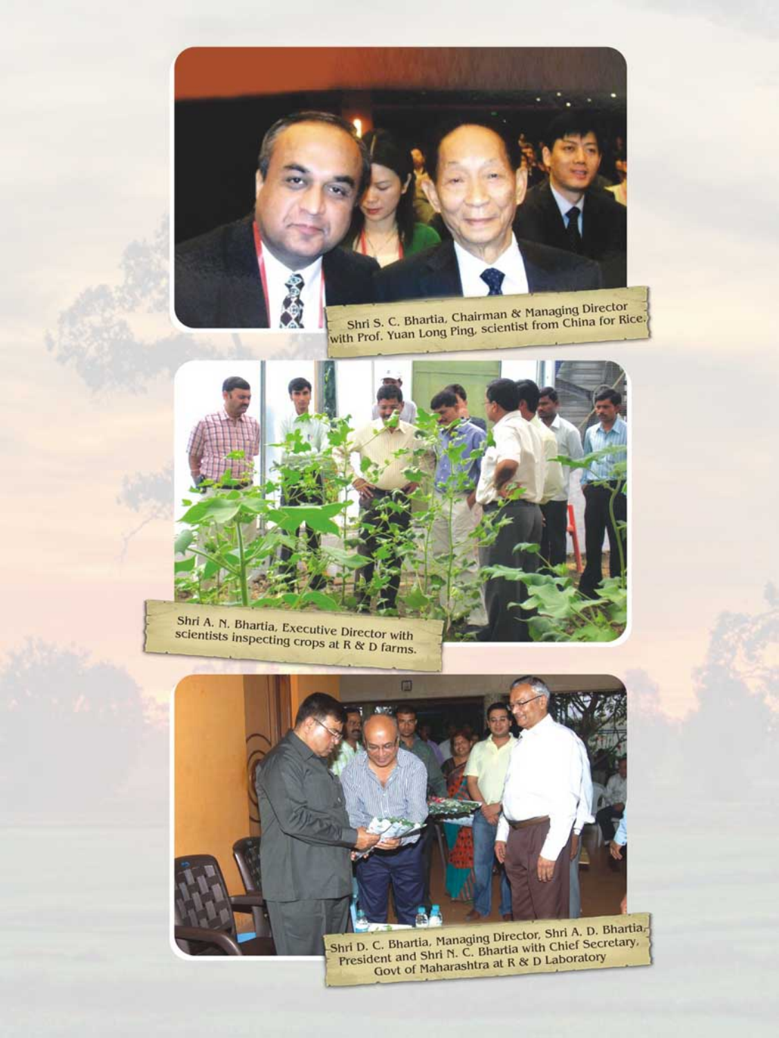Shri S. C. Bhartia, Chairman & Managing Director with Prof. Yuan Long Ping, scientist from China for Rice.

Shri A. N. Bhartia, Executive Director with scientists inspecting crops at R & D farms.

Shri D. C. Bhartia, Managing Director, Shri A. D. Bhartia, President and Shri N. C. Bhartia with Chief Secretary, Govt of Maharashtra at R & D Laboratory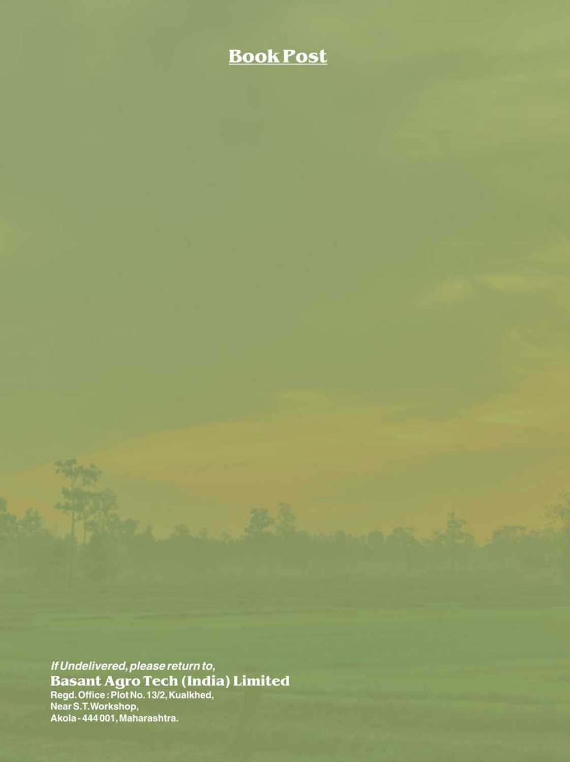**Book Post**

*If Undelivered, please return to,*

**Basant Agro Tech (India) Limited**

Regd. Office : Plot No. 13/2, Kualkhed,
Near S.T. Workshop,
Akola - 444 001, Maharashtra.